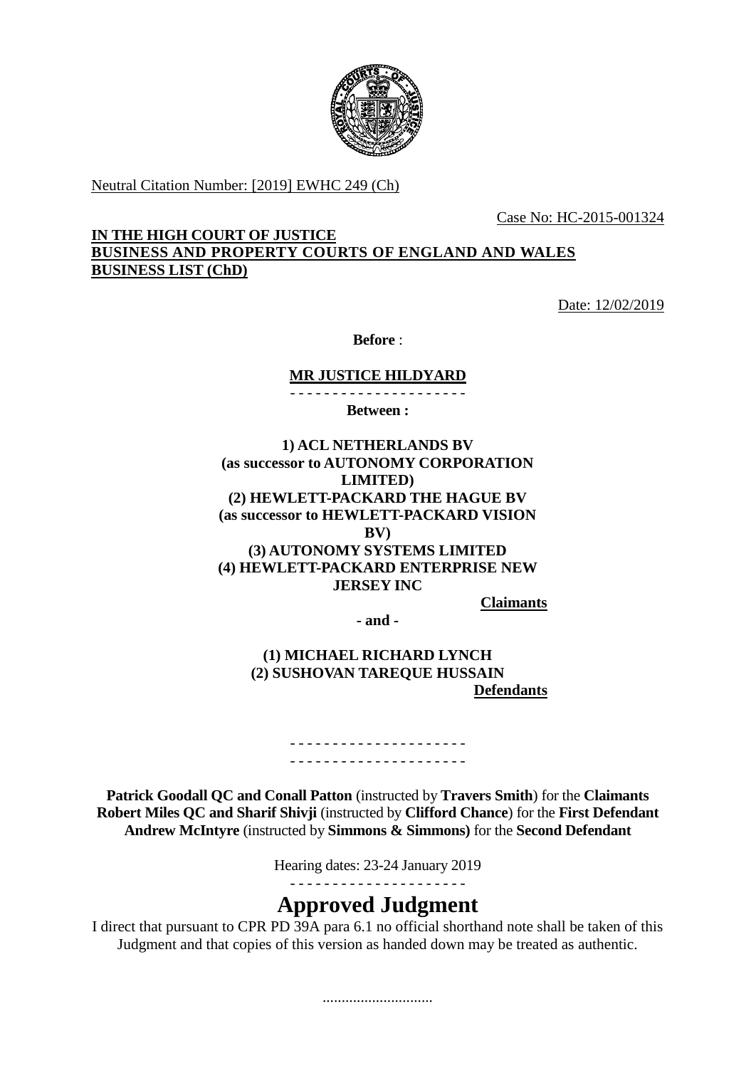Neutral Citation Number: [2019] EWHC 249 (Ch)

Case No: HC-2015-001324

**IN THE HIGH COURT OF JUSTICE**
**BUSINESS AND PROPERTY COURTS OF ENGLAND AND WALES**
**BUSINESS LIST (ChD)**

Date: 12/02/2019

**Before** :

**MR JUSTICE HILDYARD**

- - - - - - - - - - - - - - - - - - - - -

**Between :**

**1) ACL NETHERLANDS BV**
**(as successor to AUTONOMY CORPORATION LIMITED)**
**(2) HEWLETT-PACKARD THE HAGUE BV**
**(as successor to HEWLETT-PACKARD VISION BV)**
**(3) AUTONOMY SYSTEMS LIMITED**
**(4) HEWLETT-PACKARD ENTERPRISE NEW JERSEY INC**

**Claimants**

**- and -**

**(1) MICHAEL RICHARD LYNCH**
**(2) SUSHOVAN TAREQUE HUSSAIN**

**Defendants**

- - - - - - - - - - - - - - - - - - - - -
- - - - - - - - - - - - - - - - - - - - -

**Patrick Goodall QC and Conall Patton** (instructed by **Travers Smith**) for the **Claimants**
**Robert Miles QC and Sharif Shivji** (instructed by **Clifford Chance**) for the **First Defendant**
**Andrew McIntyre** (instructed by **Simmons & Simmons)** for the **Second Defendant**

Hearing dates: 23-24 January 2019

- - - - - - - - - - - - - - - - - - - - -

# Approved Judgment

I direct that pursuant to CPR PD 39A para 6.1 no official shorthand note shall be taken of this Judgment and that copies of this version as handed down may be treated as authentic.

.............................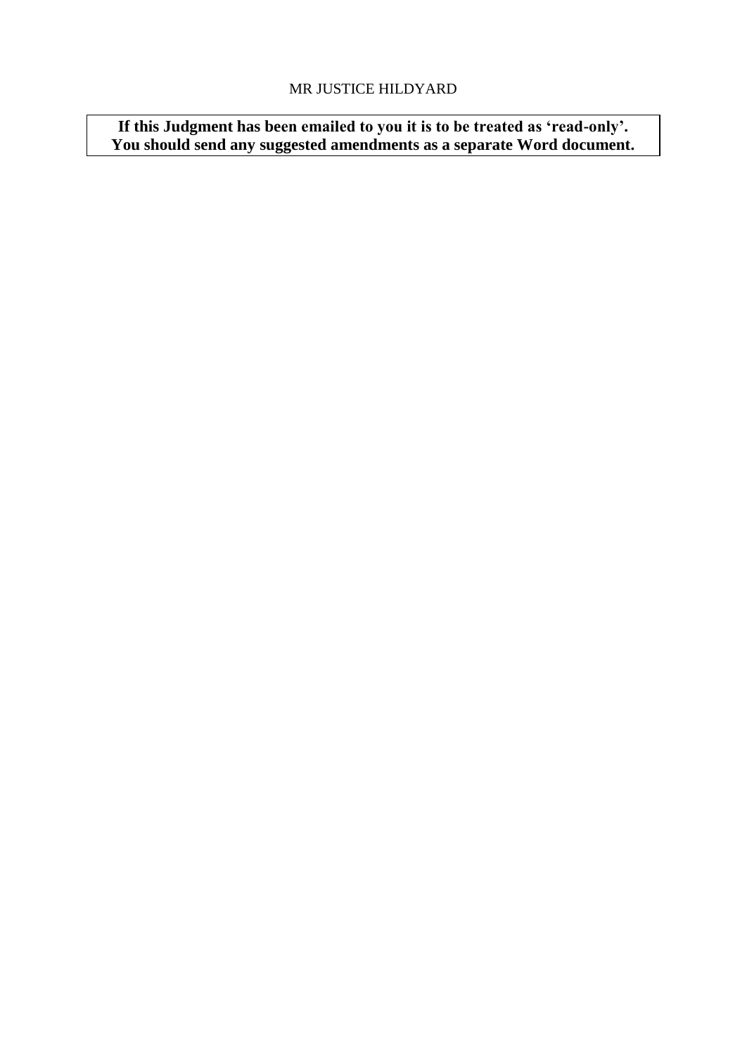**If this Judgment has been emailed to you it is to be treated as 'read-only'. You should send any suggested amendments as a separate Word document.**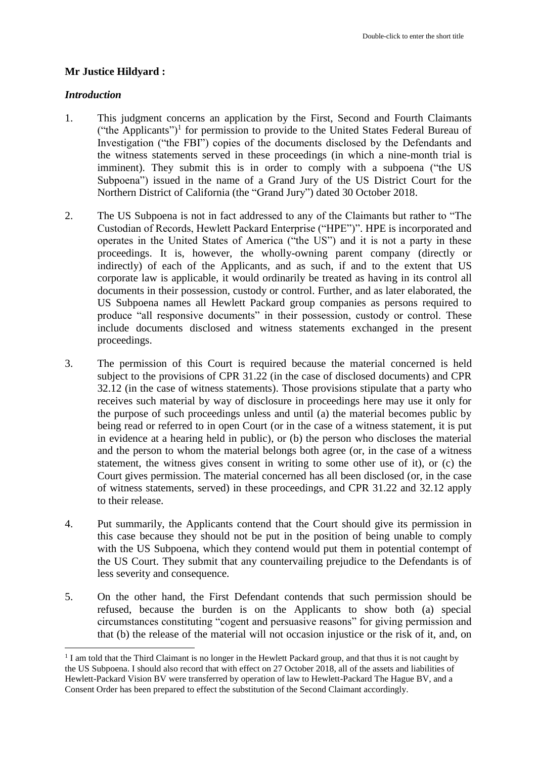**Mr Justice Hildyard :**

***Introduction***

1. This judgment concerns an application by the First, Second and Fourth Claimants ("the Applicants")[1] for permission to provide to the United States Federal Bureau of Investigation ("the FBI") copies of the documents disclosed by the Defendants and the witness statements served in these proceedings (in which a nine-month trial is imminent). They submit this is in order to comply with a subpoena ("the US Subpoena") issued in the name of a Grand Jury of the US District Court for the Northern District of California (the "Grand Jury") dated 30 October 2018.

2. The US Subpoena is not in fact addressed to any of the Claimants but rather to "The Custodian of Records, Hewlett Packard Enterprise ("HPE")". HPE is incorporated and operates in the United States of America ("the US") and it is not a party in these proceedings. It is, however, the wholly-owning parent company (directly or indirectly) of each of the Applicants, and as such, if and to the extent that US corporate law is applicable, it would ordinarily be treated as having in its control all documents in their possession, custody or control. Further, and as later elaborated, the US Subpoena names all Hewlett Packard group companies as persons required to produce "all responsive documents" in their possession, custody or control. These include documents disclosed and witness statements exchanged in the present proceedings.

3. The permission of this Court is required because the material concerned is held subject to the provisions of CPR 31.22 (in the case of disclosed documents) and CPR 32.12 (in the case of witness statements). Those provisions stipulate that a party who receives such material by way of disclosure in proceedings here may use it only for the purpose of such proceedings unless and until (a) the material becomes public by being read or referred to in open Court (or in the case of a witness statement, it is put in evidence at a hearing held in public), or (b) the person who discloses the material and the person to whom the material belongs both agree (or, in the case of a witness statement, the witness gives consent in writing to some other use of it), or (c) the Court gives permission. The material concerned has all been disclosed (or, in the case of witness statements, served) in these proceedings, and CPR 31.22 and 32.12 apply to their release.

4. Put summarily, the Applicants contend that the Court should give its permission in this case because they should not be put in the position of being unable to comply with the US Subpoena, which they contend would put them in potential contempt of the US Court. They submit that any countervailing prejudice to the Defendants is of less severity and consequence.

5. On the other hand, the First Defendant contends that such permission should be refused, because the burden is on the Applicants to show both (a) special circumstances constituting "cogent and persuasive reasons" for giving permission and that (b) the release of the material will not occasion injustice or the risk of it, and, on

[1] I am told that the Third Claimant is no longer in the Hewlett Packard group, and that thus it is not caught by the US Subpoena. I should also record that with effect on 27 October 2018, all of the assets and liabilities of Hewlett-Packard Vision BV were transferred by operation of law to Hewlett-Packard The Hague BV, and a Consent Order has been prepared to effect the substitution of the Second Claimant accordingly.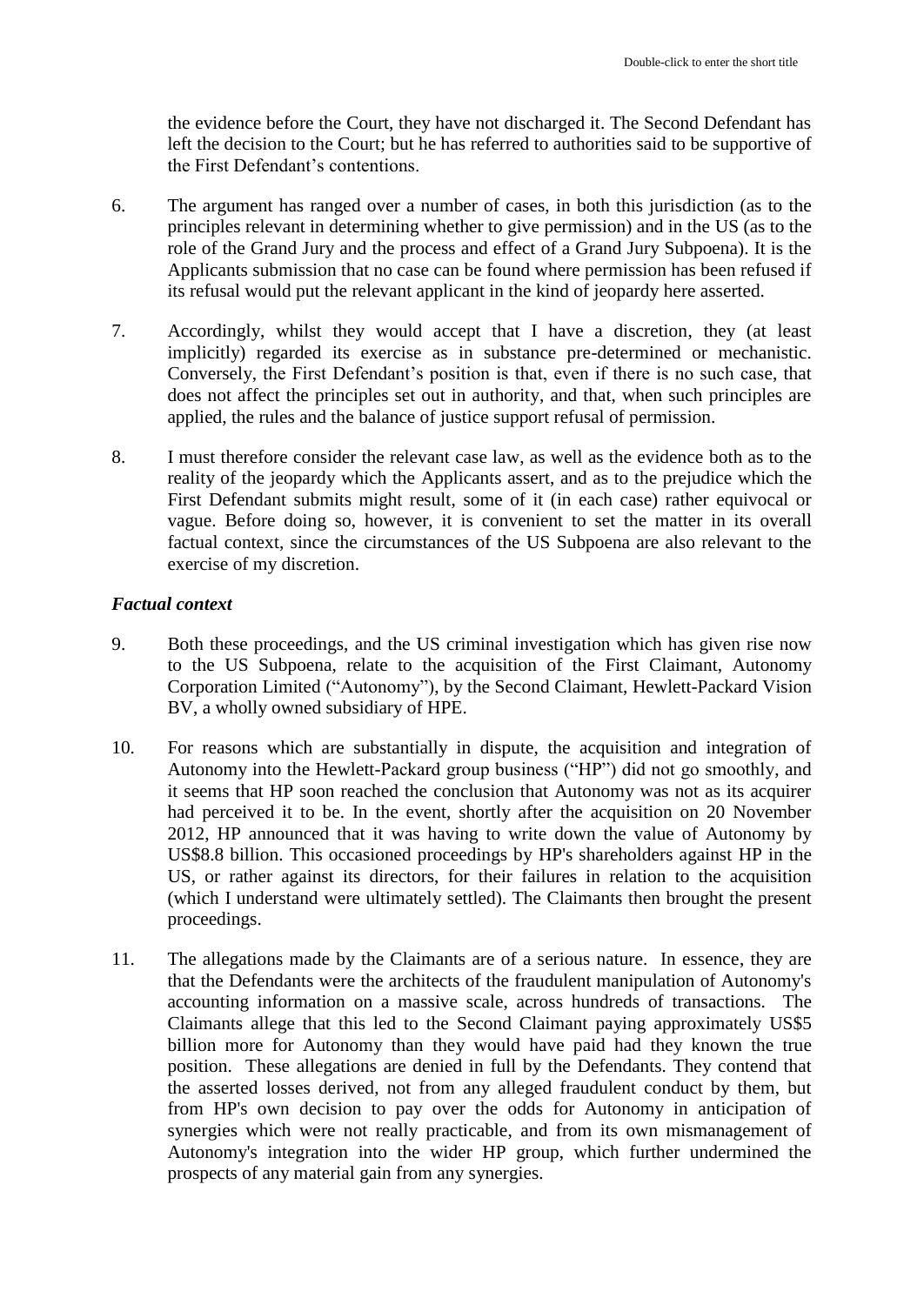the evidence before the Court, they have not discharged it. The Second Defendant has left the decision to the Court; but he has referred to authorities said to be supportive of the First Defendant's contentions.

6. The argument has ranged over a number of cases, in both this jurisdiction (as to the principles relevant in determining whether to give permission) and in the US (as to the role of the Grand Jury and the process and effect of a Grand Jury Subpoena). It is the Applicants submission that no case can be found where permission has been refused if its refusal would put the relevant applicant in the kind of jeopardy here asserted.

7. Accordingly, whilst they would accept that I have a discretion, they (at least implicitly) regarded its exercise as in substance pre-determined or mechanistic. Conversely, the First Defendant's position is that, even if there is no such case, that does not affect the principles set out in authority, and that, when such principles are applied, the rules and the balance of justice support refusal of permission.

8. I must therefore consider the relevant case law, as well as the evidence both as to the reality of the jeopardy which the Applicants assert, and as to the prejudice which the First Defendant submits might result, some of it (in each case) rather equivocal or vague. Before doing so, however, it is convenient to set the matter in its overall factual context, since the circumstances of the US Subpoena are also relevant to the exercise of my discretion.

### *Factual context*

9. Both these proceedings, and the US criminal investigation which has given rise now to the US Subpoena, relate to the acquisition of the First Claimant, Autonomy Corporation Limited ("Autonomy"), by the Second Claimant, Hewlett-Packard Vision BV, a wholly owned subsidiary of HPE.

10. For reasons which are substantially in dispute, the acquisition and integration of Autonomy into the Hewlett-Packard group business ("HP") did not go smoothly, and it seems that HP soon reached the conclusion that Autonomy was not as its acquirer had perceived it to be. In the event, shortly after the acquisition on 20 November 2012, HP announced that it was having to write down the value of Autonomy by US$8.8 billion. This occasioned proceedings by HP's shareholders against HP in the US, or rather against its directors, for their failures in relation to the acquisition (which I understand were ultimately settled). The Claimants then brought the present proceedings.

11. The allegations made by the Claimants are of a serious nature. In essence, they are that the Defendants were the architects of the fraudulent manipulation of Autonomy's accounting information on a massive scale, across hundreds of transactions. The Claimants allege that this led to the Second Claimant paying approximately US$5 billion more for Autonomy than they would have paid had they known the true position. These allegations are denied in full by the Defendants. They contend that the asserted losses derived, not from any alleged fraudulent conduct by them, but from HP's own decision to pay over the odds for Autonomy in anticipation of synergies which were not really practicable, and from its own mismanagement of Autonomy's integration into the wider HP group, which further undermined the prospects of any material gain from any synergies.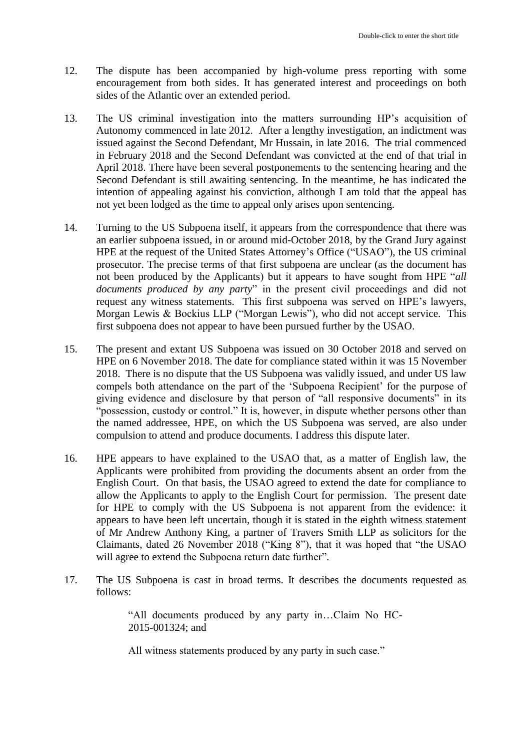12. The dispute has been accompanied by high-volume press reporting with some encouragement from both sides. It has generated interest and proceedings on both sides of the Atlantic over an extended period.

13. The US criminal investigation into the matters surrounding HP's acquisition of Autonomy commenced in late 2012. After a lengthy investigation, an indictment was issued against the Second Defendant, Mr Hussain, in late 2016. The trial commenced in February 2018 and the Second Defendant was convicted at the end of that trial in April 2018. There have been several postponements to the sentencing hearing and the Second Defendant is still awaiting sentencing. In the meantime, he has indicated the intention of appealing against his conviction, although I am told that the appeal has not yet been lodged as the time to appeal only arises upon sentencing.

14. Turning to the US Subpoena itself, it appears from the correspondence that there was an earlier subpoena issued, in or around mid-October 2018, by the Grand Jury against HPE at the request of the United States Attorney's Office ("USAO"), the US criminal prosecutor. The precise terms of that first subpoena are unclear (as the document has not been produced by the Applicants) but it appears to have sought from HPE "*all documents produced by any party*" in the present civil proceedings and did not request any witness statements. This first subpoena was served on HPE's lawyers, Morgan Lewis & Bockius LLP ("Morgan Lewis"), who did not accept service. This first subpoena does not appear to have been pursued further by the USAO.

15. The present and extant US Subpoena was issued on 30 October 2018 and served on HPE on 6 November 2018. The date for compliance stated within it was 15 November 2018. There is no dispute that the US Subpoena was validly issued, and under US law compels both attendance on the part of the 'Subpoena Recipient' for the purpose of giving evidence and disclosure by that person of "all responsive documents" in its "possession, custody or control." It is, however, in dispute whether persons other than the named addressee, HPE, on which the US Subpoena was served, are also under compulsion to attend and produce documents. I address this dispute later.

16. HPE appears to have explained to the USAO that, as a matter of English law, the Applicants were prohibited from providing the documents absent an order from the English Court. On that basis, the USAO agreed to extend the date for compliance to allow the Applicants to apply to the English Court for permission. The present date for HPE to comply with the US Subpoena is not apparent from the evidence: it appears to have been left uncertain, though it is stated in the eighth witness statement of Mr Andrew Anthony King, a partner of Travers Smith LLP as solicitors for the Claimants, dated 26 November 2018 ("King 8"), that it was hoped that "the USAO will agree to extend the Subpoena return date further".

17. The US Subpoena is cast in broad terms. It describes the documents requested as follows:

> "All documents produced by any party in…Claim No HC-2015-001324; and
>
> All witness statements produced by any party in such case."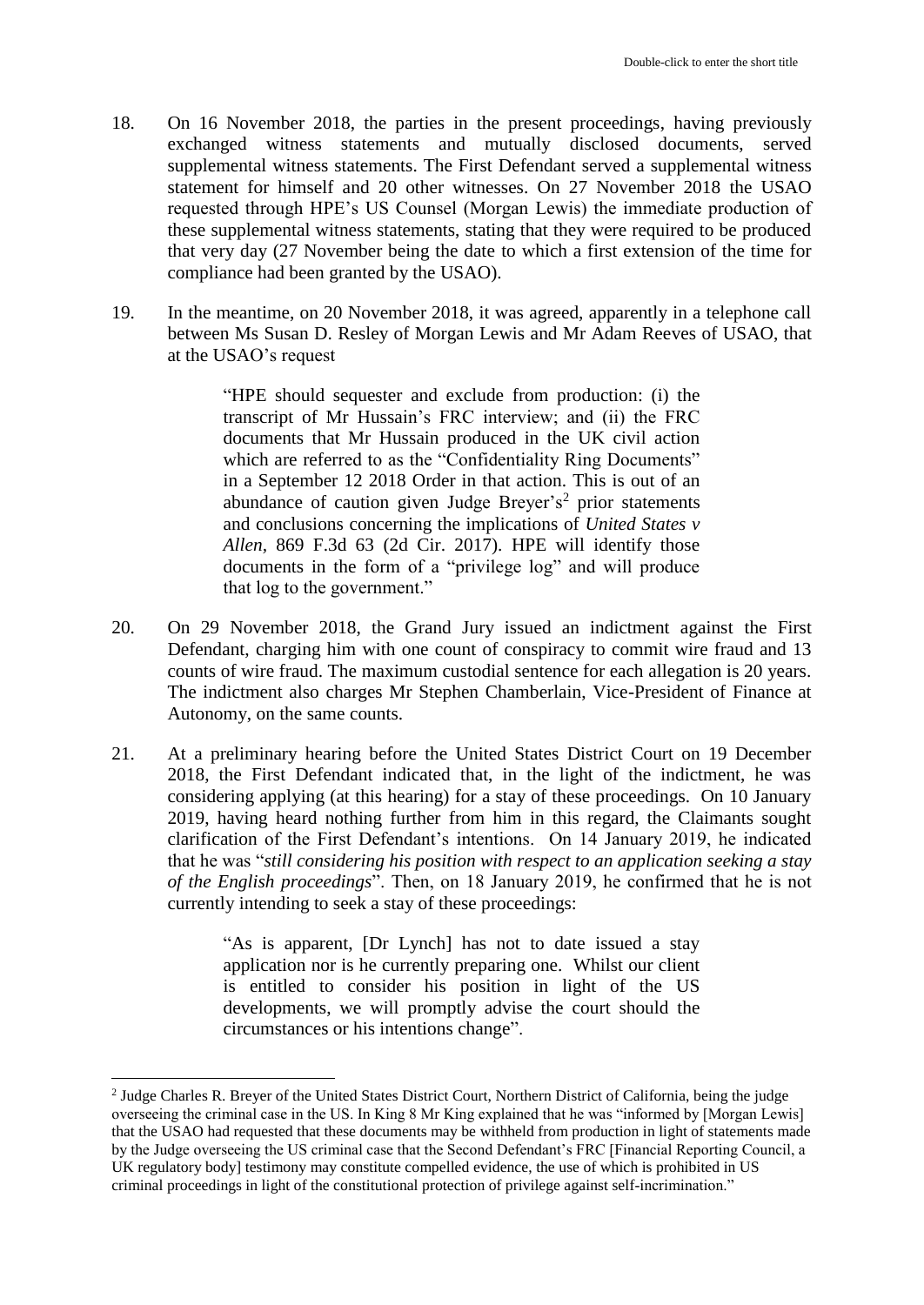18. On 16 November 2018, the parties in the present proceedings, having previously exchanged witness statements and mutually disclosed documents, served supplemental witness statements. The First Defendant served a supplemental witness statement for himself and 20 other witnesses. On 27 November 2018 the USAO requested through HPE's US Counsel (Morgan Lewis) the immediate production of these supplemental witness statements, stating that they were required to be produced that very day (27 November being the date to which a first extension of the time for compliance had been granted by the USAO).

19. In the meantime, on 20 November 2018, it was agreed, apparently in a telephone call between Ms Susan D. Resley of Morgan Lewis and Mr Adam Reeves of USAO, that at the USAO's request

> "HPE should sequester and exclude from production: (i) the transcript of Mr Hussain's FRC interview; and (ii) the FRC documents that Mr Hussain produced in the UK civil action which are referred to as the "Confidentiality Ring Documents" in a September 12 2018 Order in that action. This is out of an abundance of caution given Judge Breyer's[2] prior statements and conclusions concerning the implications of *United States v Allen*, 869 F.3d 63 (2d Cir. 2017). HPE will identify those documents in the form of a "privilege log" and will produce that log to the government."

20. On 29 November 2018, the Grand Jury issued an indictment against the First Defendant, charging him with one count of conspiracy to commit wire fraud and 13 counts of wire fraud. The maximum custodial sentence for each allegation is 20 years. The indictment also charges Mr Stephen Chamberlain, Vice-President of Finance at Autonomy, on the same counts.

21. At a preliminary hearing before the United States District Court on 19 December 2018, the First Defendant indicated that, in the light of the indictment, he was considering applying (at this hearing) for a stay of these proceedings. On 10 January 2019, having heard nothing further from him in this regard, the Claimants sought clarification of the First Defendant's intentions. On 14 January 2019, he indicated that he was "*still considering his position with respect to an application seeking a stay of the English proceedings*". Then, on 18 January 2019, he confirmed that he is not currently intending to seek a stay of these proceedings:

> "As is apparent, [Dr Lynch] has not to date issued a stay application nor is he currently preparing one. Whilst our client is entitled to consider his position in light of the US developments, we will promptly advise the court should the circumstances or his intentions change".

---

[2] Judge Charles R. Breyer of the United States District Court, Northern District of California, being the judge overseeing the criminal case in the US. In King 8 Mr King explained that he was "informed by [Morgan Lewis] that the USAO had requested that these documents may be withheld from production in light of statements made by the Judge overseeing the US criminal case that the Second Defendant's FRC [Financial Reporting Council, a UK regulatory body] testimony may constitute compelled evidence, the use of which is prohibited in US criminal proceedings in light of the constitutional protection of privilege against self-incrimination."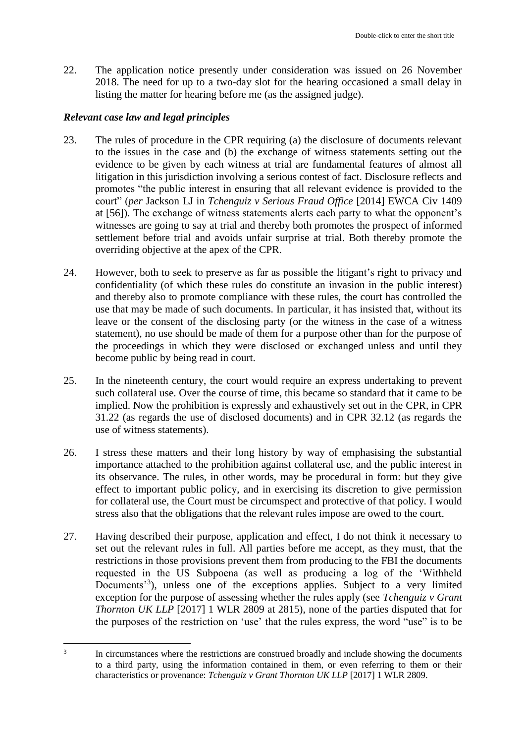22. The application notice presently under consideration was issued on 26 November 2018. The need for up to a two-day slot for the hearing occasioned a small delay in listing the matter for hearing before me (as the assigned judge).

### *Relevant case law and legal principles*

23. The rules of procedure in the CPR requiring (a) the disclosure of documents relevant to the issues in the case and (b) the exchange of witness statements setting out the evidence to be given by each witness at trial are fundamental features of almost all litigation in this jurisdiction involving a serious contest of fact. Disclosure reflects and promotes "the public interest in ensuring that all relevant evidence is provided to the court" (*per* Jackson LJ in *Tchenguiz v Serious Fraud Office* [2014] EWCA Civ 1409 at [56]). The exchange of witness statements alerts each party to what the opponent's witnesses are going to say at trial and thereby both promotes the prospect of informed settlement before trial and avoids unfair surprise at trial. Both thereby promote the overriding objective at the apex of the CPR.

24. However, both to seek to preserve as far as possible the litigant's right to privacy and confidentiality (of which these rules do constitute an invasion in the public interest) and thereby also to promote compliance with these rules, the court has controlled the use that may be made of such documents. In particular, it has insisted that, without its leave or the consent of the disclosing party (or the witness in the case of a witness statement), no use should be made of them for a purpose other than for the purpose of the proceedings in which they were disclosed or exchanged unless and until they become public by being read in court.

25. In the nineteenth century, the court would require an express undertaking to prevent such collateral use. Over the course of time, this became so standard that it came to be implied. Now the prohibition is expressly and exhaustively set out in the CPR, in CPR 31.22 (as regards the use of disclosed documents) and in CPR 32.12 (as regards the use of witness statements).

26. I stress these matters and their long history by way of emphasising the substantial importance attached to the prohibition against collateral use, and the public interest in its observance. The rules, in other words, may be procedural in form: but they give effect to important public policy, and in exercising its discretion to give permission for collateral use, the Court must be circumspect and protective of that policy. I would stress also that the obligations that the relevant rules impose are owed to the court.

27. Having described their purpose, application and effect, I do not think it necessary to set out the relevant rules in full. All parties before me accept, as they must, that the restrictions in those provisions prevent them from producing to the FBI the documents requested in the US Subpoena (as well as producing a log of the 'Withheld Documents'[3]), unless one of the exceptions applies. Subject to a very limited exception for the purpose of assessing whether the rules apply (see *Tchenguiz v Grant Thornton UK LLP* [2017] 1 WLR 2809 at 2815), none of the parties disputed that for the purposes of the restriction on 'use' that the rules express, the word "use" is to be

[3] In circumstances where the restrictions are construed broadly and include showing the documents to a third party, using the information contained in them, or even referring to them or their characteristics or provenance: *Tchenguiz v Grant Thornton UK LLP* [2017] 1 WLR 2809.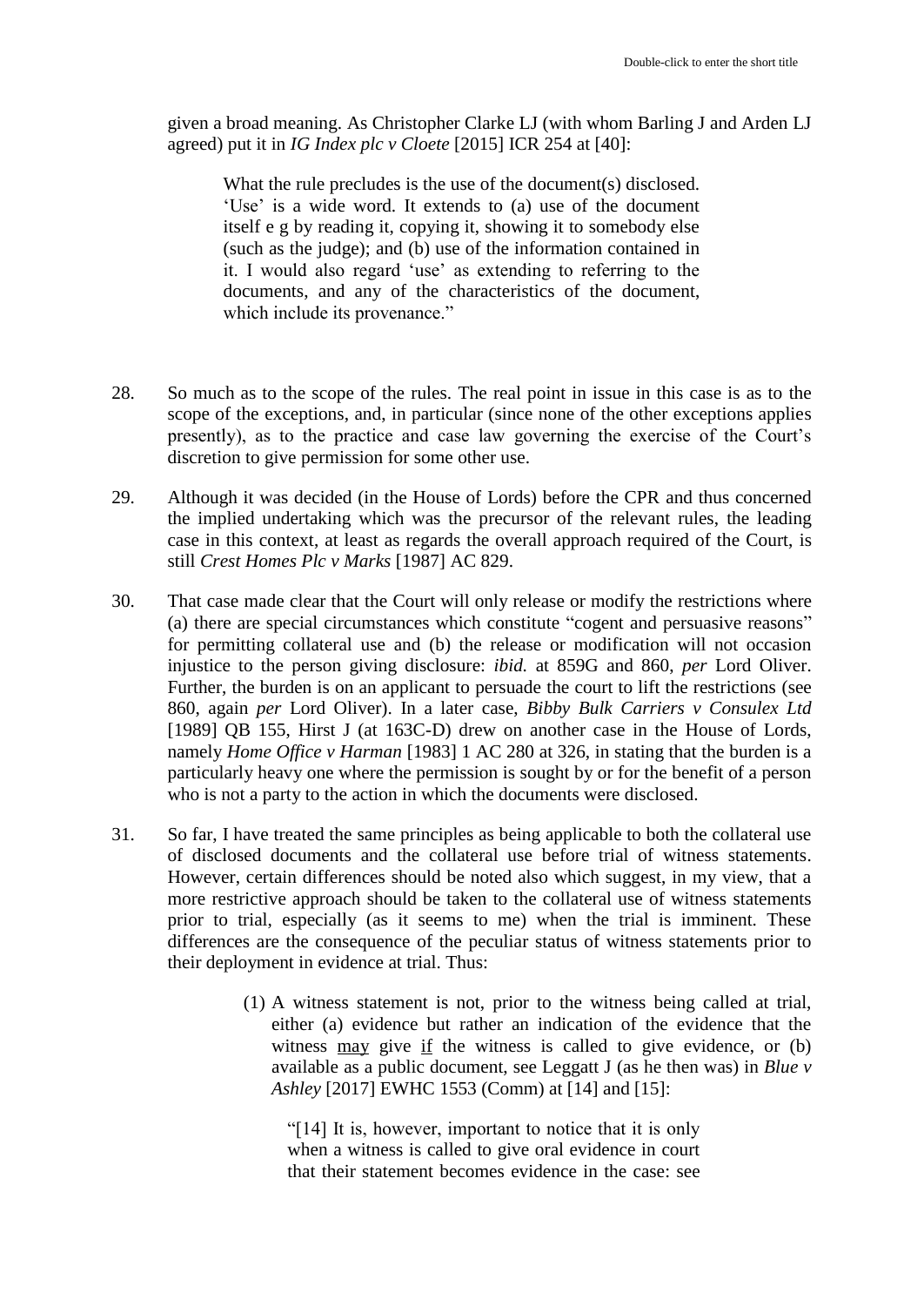given a broad meaning. As Christopher Clarke LJ (with whom Barling J and Arden LJ agreed) put it in *IG Index plc v Cloete* [2015] ICR 254 at [40]:

> What the rule precludes is the use of the document(s) disclosed. 'Use' is a wide word. It extends to (a) use of the document itself e g by reading it, copying it, showing it to somebody else (such as the judge); and (b) use of the information contained in it. I would also regard 'use' as extending to referring to the documents, and any of the characteristics of the document, which include its provenance."

28. So much as to the scope of the rules. The real point in issue in this case is as to the scope of the exceptions, and, in particular (since none of the other exceptions applies presently), as to the practice and case law governing the exercise of the Court's discretion to give permission for some other use.

29. Although it was decided (in the House of Lords) before the CPR and thus concerned the implied undertaking which was the precursor of the relevant rules, the leading case in this context, at least as regards the overall approach required of the Court, is still *Crest Homes Plc v Marks* [1987] AC 829.

30. That case made clear that the Court will only release or modify the restrictions where (a) there are special circumstances which constitute "cogent and persuasive reasons" for permitting collateral use and (b) the release or modification will not occasion injustice to the person giving disclosure: *ibid.* at 859G and 860, *per* Lord Oliver. Further, the burden is on an applicant to persuade the court to lift the restrictions (see 860, again *per* Lord Oliver). In a later case, *Bibby Bulk Carriers v Consulex Ltd* [1989] QB 155, Hirst J (at 163C-D) drew on another case in the House of Lords, namely *Home Office v Harman* [1983] 1 AC 280 at 326, in stating that the burden is a particularly heavy one where the permission is sought by or for the benefit of a person who is not a party to the action in which the documents were disclosed.

31. So far, I have treated the same principles as being applicable to both the collateral use of disclosed documents and the collateral use before trial of witness statements. However, certain differences should be noted also which suggest, in my view, that a more restrictive approach should be taken to the collateral use of witness statements prior to trial, especially (as it seems to me) when the trial is imminent. These differences are the consequence of the peculiar status of witness statements prior to their deployment in evidence at trial. Thus:

    (1) A witness statement is not, prior to the witness being called at trial, either (a) evidence but rather an indication of the evidence that the witness <u>may</u> give <u>if</u> the witness is called to give evidence, or (b) available as a public document, see Leggatt J (as he then was) in *Blue v Ashley* [2017] EWHC 1553 (Comm) at [14] and [15]:

    > "[14] It is, however, important to notice that it is only when a witness is called to give oral evidence in court that their statement becomes evidence in the case: see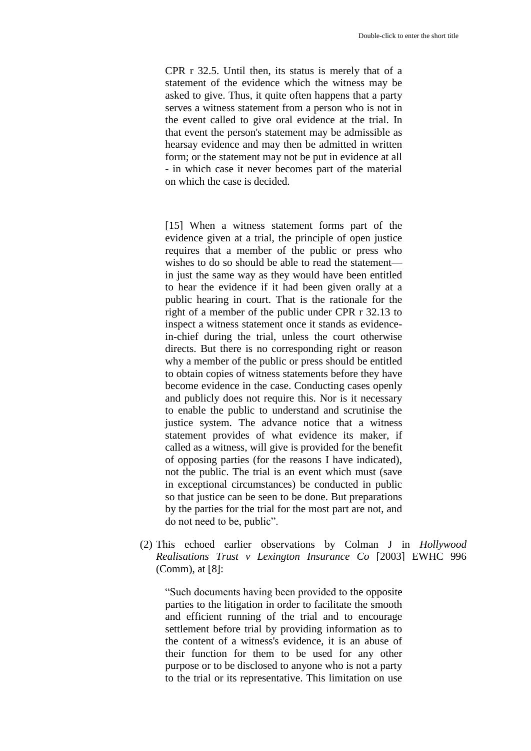> CPR r 32.5. Until then, its status is merely that of a statement of the evidence which the witness may be asked to give. Thus, it quite often happens that a party serves a witness statement from a person who is not in the event called to give oral evidence at the trial. In that event the person's statement may be admissible as hearsay evidence and may then be admitted in written form; or the statement may not be put in evidence at all - in which case it never becomes part of the material on which the case is decided.
>
> [15] When a witness statement forms part of the evidence given at a trial, the principle of open justice requires that a member of the public or press who wishes to do so should be able to read the statement—in just the same way as they would have been entitled to hear the evidence if it had been given orally at a public hearing in court. That is the rationale for the right of a member of the public under CPR r 32.13 to inspect a witness statement once it stands as evidence-in-chief during the trial, unless the court otherwise directs. But there is no corresponding right or reason why a member of the public or press should be entitled to obtain copies of witness statements before they have become evidence in the case. Conducting cases openly and publicly does not require this. Nor is it necessary to enable the public to understand and scrutinise the justice system. The advance notice that a witness statement provides of what evidence its maker, if called as a witness, will give is provided for the benefit of opposing parties (for the reasons I have indicated), not the public. The trial is an event which must (save in exceptional circumstances) be conducted in public so that justice can be seen to be done. But preparations by the parties for the trial for the most part are not, and do not need to be, public".

(2) This echoed earlier observations by Colman J in *Hollywood Realisations Trust v Lexington Insurance Co* [2003] EWHC 996 (Comm), at [8]:

> "Such documents having been provided to the opposite parties to the litigation in order to facilitate the smooth and efficient running of the trial and to encourage settlement before trial by providing information as to the content of a witness's evidence, it is an abuse of their function for them to be used for any other purpose or to be disclosed to anyone who is not a party to the trial or its representative. This limitation on use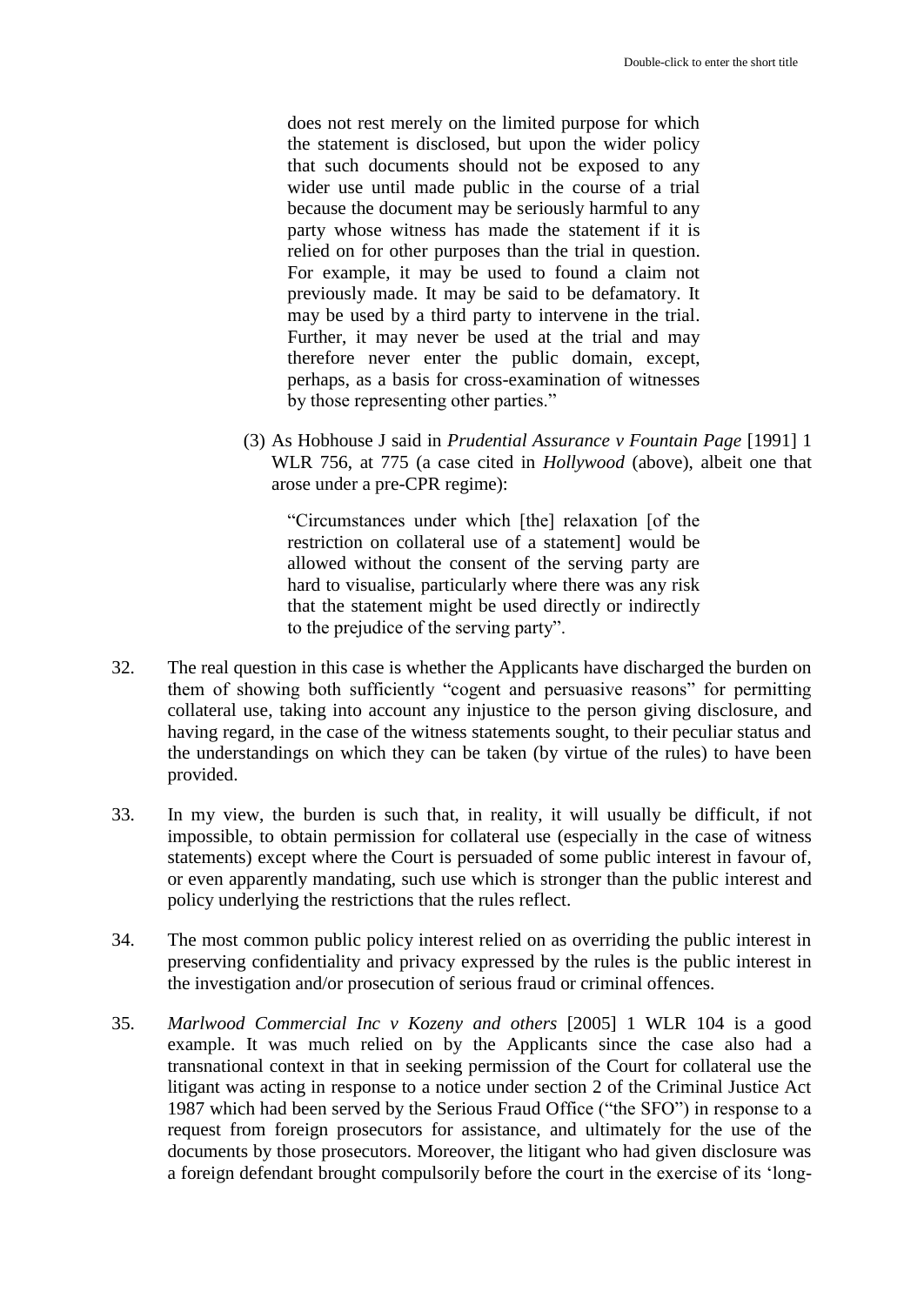> does not rest merely on the limited purpose for which the statement is disclosed, but upon the wider policy that such documents should not be exposed to any wider use until made public in the course of a trial because the document may be seriously harmful to any party whose witness has made the statement if it is relied on for other purposes than the trial in question. For example, it may be used to found a claim not previously made. It may be said to be defamatory. It may be used by a third party to intervene in the trial. Further, it may never be used at the trial and may therefore never enter the public domain, except, perhaps, as a basis for cross-examination of witnesses by those representing other parties."

(3) As Hobhouse J said in *Prudential Assurance v Fountain Page* [1991] 1 WLR 756, at 775 (a case cited in *Hollywood* (above), albeit one that arose under a pre-CPR regime):

> "Circumstances under which [the] relaxation [of the restriction on collateral use of a statement] would be allowed without the consent of the serving party are hard to visualise, particularly where there was any risk that the statement might be used directly or indirectly to the prejudice of the serving party".

32. The real question in this case is whether the Applicants have discharged the burden on them of showing both sufficiently "cogent and persuasive reasons" for permitting collateral use, taking into account any injustice to the person giving disclosure, and having regard, in the case of the witness statements sought, to their peculiar status and the understandings on which they can be taken (by virtue of the rules) to have been provided.

33. In my view, the burden is such that, in reality, it will usually be difficult, if not impossible, to obtain permission for collateral use (especially in the case of witness statements) except where the Court is persuaded of some public interest in favour of, or even apparently mandating, such use which is stronger than the public interest and policy underlying the restrictions that the rules reflect.

34. The most common public policy interest relied on as overriding the public interest in preserving confidentiality and privacy expressed by the rules is the public interest in the investigation and/or prosecution of serious fraud or criminal offences.

35. *Marlwood Commercial Inc v Kozeny and others* [2005] 1 WLR 104 is a good example. It was much relied on by the Applicants since the case also had a transnational context in that in seeking permission of the Court for collateral use the litigant was acting in response to a notice under section 2 of the Criminal Justice Act 1987 which had been served by the Serious Fraud Office ("the SFO") in response to a request from foreign prosecutors for assistance, and ultimately for the use of the documents by those prosecutors. Moreover, the litigant who had given disclosure was a foreign defendant brought compulsorily before the court in the exercise of its 'long-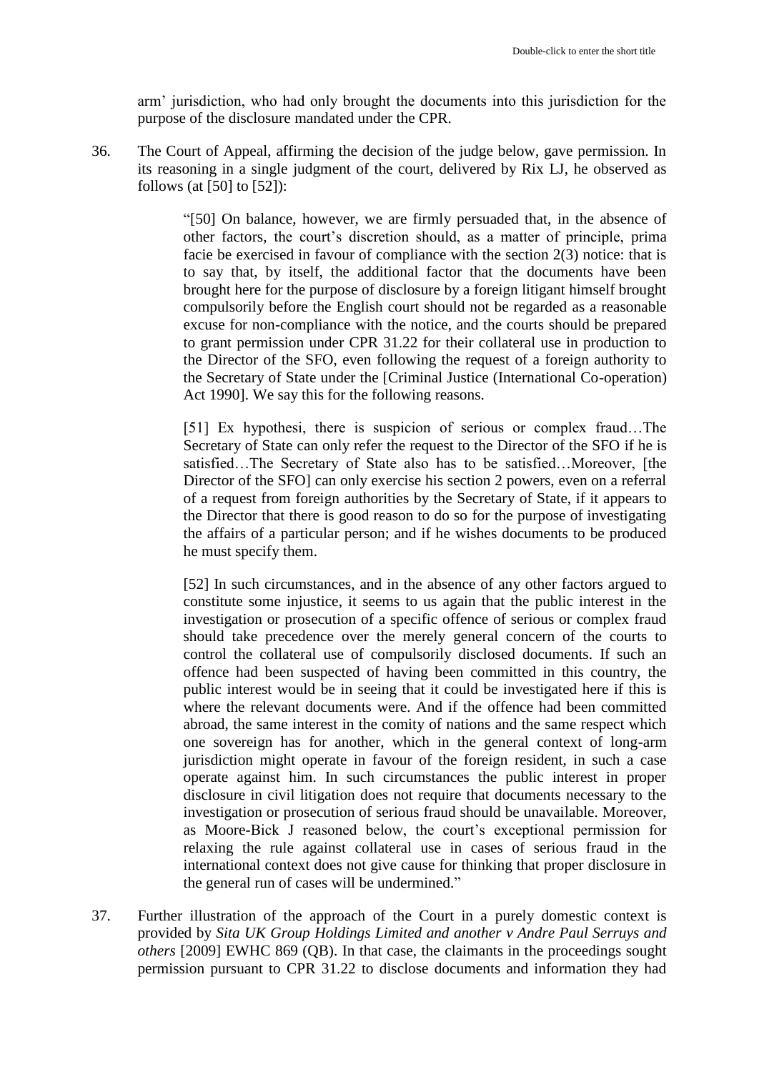arm' jurisdiction, who had only brought the documents into this jurisdiction for the purpose of the disclosure mandated under the CPR.

36. The Court of Appeal, affirming the decision of the judge below, gave permission. In its reasoning in a single judgment of the court, delivered by Rix LJ, he observed as follows (at [50] to [52]):

> "[50] On balance, however, we are firmly persuaded that, in the absence of other factors, the court's discretion should, as a matter of principle, prima facie be exercised in favour of compliance with the section 2(3) notice: that is to say that, by itself, the additional factor that the documents have been brought here for the purpose of disclosure by a foreign litigant himself brought compulsorily before the English court should not be regarded as a reasonable excuse for non-compliance with the notice, and the courts should be prepared to grant permission under CPR 31.22 for their collateral use in production to the Director of the SFO, even following the request of a foreign authority to the Secretary of State under the [Criminal Justice (International Co-operation) Act 1990]. We say this for the following reasons.
>
> [51] Ex hypothesi, there is suspicion of serious or complex fraud…The Secretary of State can only refer the request to the Director of the SFO if he is satisfied…The Secretary of State also has to be satisfied…Moreover, [the Director of the SFO] can only exercise his section 2 powers, even on a referral of a request from foreign authorities by the Secretary of State, if it appears to the Director that there is good reason to do so for the purpose of investigating the affairs of a particular person; and if he wishes documents to be produced he must specify them.
>
> [52] In such circumstances, and in the absence of any other factors argued to constitute some injustice, it seems to us again that the public interest in the investigation or prosecution of a specific offence of serious or complex fraud should take precedence over the merely general concern of the courts to control the collateral use of compulsorily disclosed documents. If such an offence had been suspected of having been committed in this country, the public interest would be in seeing that it could be investigated here if this is where the relevant documents were. And if the offence had been committed abroad, the same interest in the comity of nations and the same respect which one sovereign has for another, which in the general context of long-arm jurisdiction might operate in favour of the foreign resident, in such a case operate against him. In such circumstances the public interest in proper disclosure in civil litigation does not require that documents necessary to the investigation or prosecution of serious fraud should be unavailable. Moreover, as Moore-Bick J reasoned below, the court's exceptional permission for relaxing the rule against collateral use in cases of serious fraud in the international context does not give cause for thinking that proper disclosure in the general run of cases will be undermined."

37. Further illustration of the approach of the Court in a purely domestic context is provided by *Sita UK Group Holdings Limited and another v Andre Paul Serruys and others* [2009] EWHC 869 (QB). In that case, the claimants in the proceedings sought permission pursuant to CPR 31.22 to disclose documents and information they had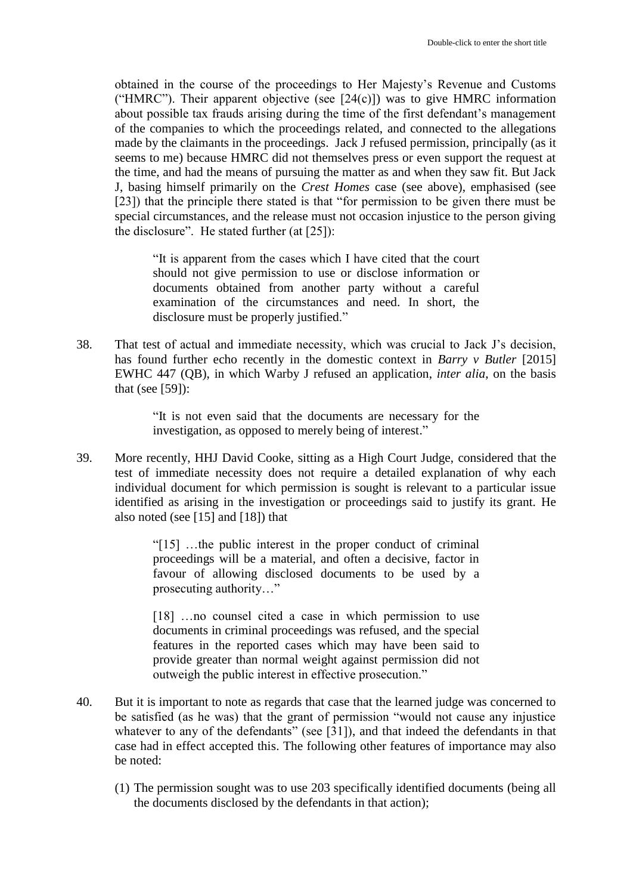obtained in the course of the proceedings to Her Majesty's Revenue and Customs ("HMRC"). Their apparent objective (see [24(c)]) was to give HMRC information about possible tax frauds arising during the time of the first defendant's management of the companies to which the proceedings related, and connected to the allegations made by the claimants in the proceedings. Jack J refused permission, principally (as it seems to me) because HMRC did not themselves press or even support the request at the time, and had the means of pursuing the matter as and when they saw fit. But Jack J, basing himself primarily on the *Crest Homes* case (see above), emphasised (see [23]) that the principle there stated is that "for permission to be given there must be special circumstances, and the release must not occasion injustice to the person giving the disclosure". He stated further (at [25]):

> "It is apparent from the cases which I have cited that the court should not give permission to use or disclose information or documents obtained from another party without a careful examination of the circumstances and need. In short, the disclosure must be properly justified."

38. That test of actual and immediate necessity, which was crucial to Jack J's decision, has found further echo recently in the domestic context in *Barry v Butler* [2015] EWHC 447 (QB), in which Warby J refused an application, *inter alia*, on the basis that (see [59]):

> "It is not even said that the documents are necessary for the investigation, as opposed to merely being of interest."

39. More recently, HHJ David Cooke, sitting as a High Court Judge, considered that the test of immediate necessity does not require a detailed explanation of why each individual document for which permission is sought is relevant to a particular issue identified as arising in the investigation or proceedings said to justify its grant. He also noted (see [15] and [18]) that

> "[15] …the public interest in the proper conduct of criminal proceedings will be a material, and often a decisive, factor in favour of allowing disclosed documents to be used by a prosecuting authority…"
>
> [18] …no counsel cited a case in which permission to use documents in criminal proceedings was refused, and the special features in the reported cases which may have been said to provide greater than normal weight against permission did not outweigh the public interest in effective prosecution."

40. But it is important to note as regards that case that the learned judge was concerned to be satisfied (as he was) that the grant of permission "would not cause any injustice whatever to any of the defendants" (see [31]), and that indeed the defendants in that case had in effect accepted this. The following other features of importance may also be noted:

   (1) The permission sought was to use 203 specifically identified documents (being all the documents disclosed by the defendants in that action);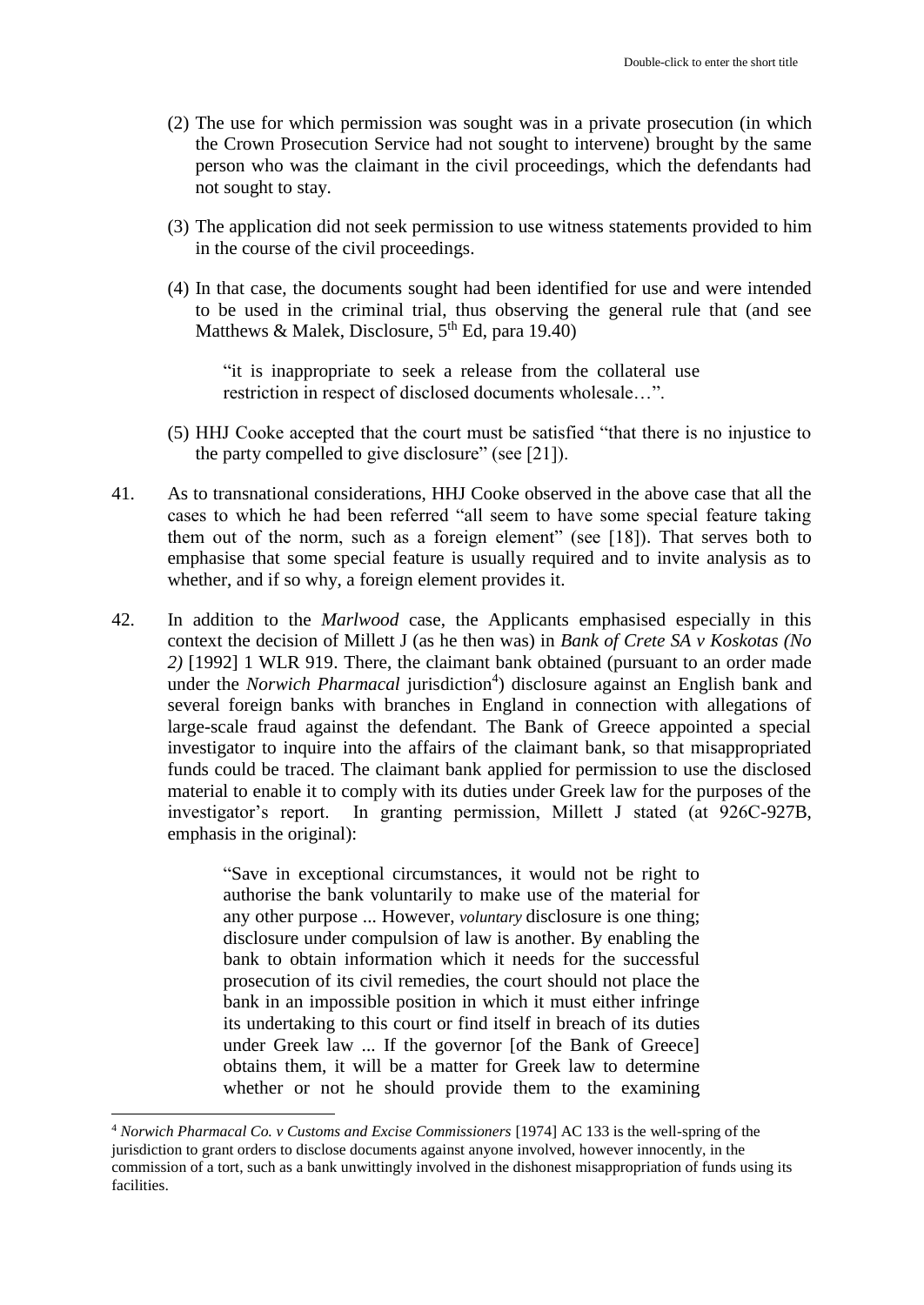(2) The use for which permission was sought was in a private prosecution (in which the Crown Prosecution Service had not sought to intervene) brought by the same person who was the claimant in the civil proceedings, which the defendants had not sought to stay.

(3) The application did not seek permission to use witness statements provided to him in the course of the civil proceedings.

(4) In that case, the documents sought had been identified for use and were intended to be used in the criminal trial, thus observing the general rule that (and see Matthews & Malek, Disclosure, 5th Ed, para 19.40)

> "it is inappropriate to seek a release from the collateral use restriction in respect of disclosed documents wholesale…".

(5) HHJ Cooke accepted that the court must be satisfied "that there is no injustice to the party compelled to give disclosure" (see [21]).

41. As to transnational considerations, HHJ Cooke observed in the above case that all the cases to which he had been referred "all seem to have some special feature taking them out of the norm, such as a foreign element" (see [18]). That serves both to emphasise that some special feature is usually required and to invite analysis as to whether, and if so why, a foreign element provides it.

42. In addition to the *Marlwood* case, the Applicants emphasised especially in this context the decision of Millett J (as he then was) in *Bank of Crete SA v Koskotas (No 2)* [1992] 1 WLR 919. There, the claimant bank obtained (pursuant to an order made under the *Norwich Pharmacal* jurisdiction[4]) disclosure against an English bank and several foreign banks with branches in England in connection with allegations of large-scale fraud against the defendant. The Bank of Greece appointed a special investigator to inquire into the affairs of the claimant bank, so that misappropriated funds could be traced. The claimant bank applied for permission to use the disclosed material to enable it to comply with its duties under Greek law for the purposes of the investigator's report. In granting permission, Millett J stated (at 926C-927B, emphasis in the original):

> "Save in exceptional circumstances, it would not be right to authorise the bank voluntarily to make use of the material for any other purpose ... However, *voluntary* disclosure is one thing; disclosure under compulsion of law is another. By enabling the bank to obtain information which it needs for the successful prosecution of its civil remedies, the court should not place the bank in an impossible position in which it must either infringe its undertaking to this court or find itself in breach of its duties under Greek law ... If the governor [of the Bank of Greece] obtains them, it will be a matter for Greek law to determine whether or not he should provide them to the examining

[4] *Norwich Pharmacal Co. v Customs and Excise Commissioners* [1974] AC 133 is the well-spring of the jurisdiction to grant orders to disclose documents against anyone involved, however innocently, in the commission of a tort, such as a bank unwittingly involved in the dishonest misappropriation of funds using its facilities.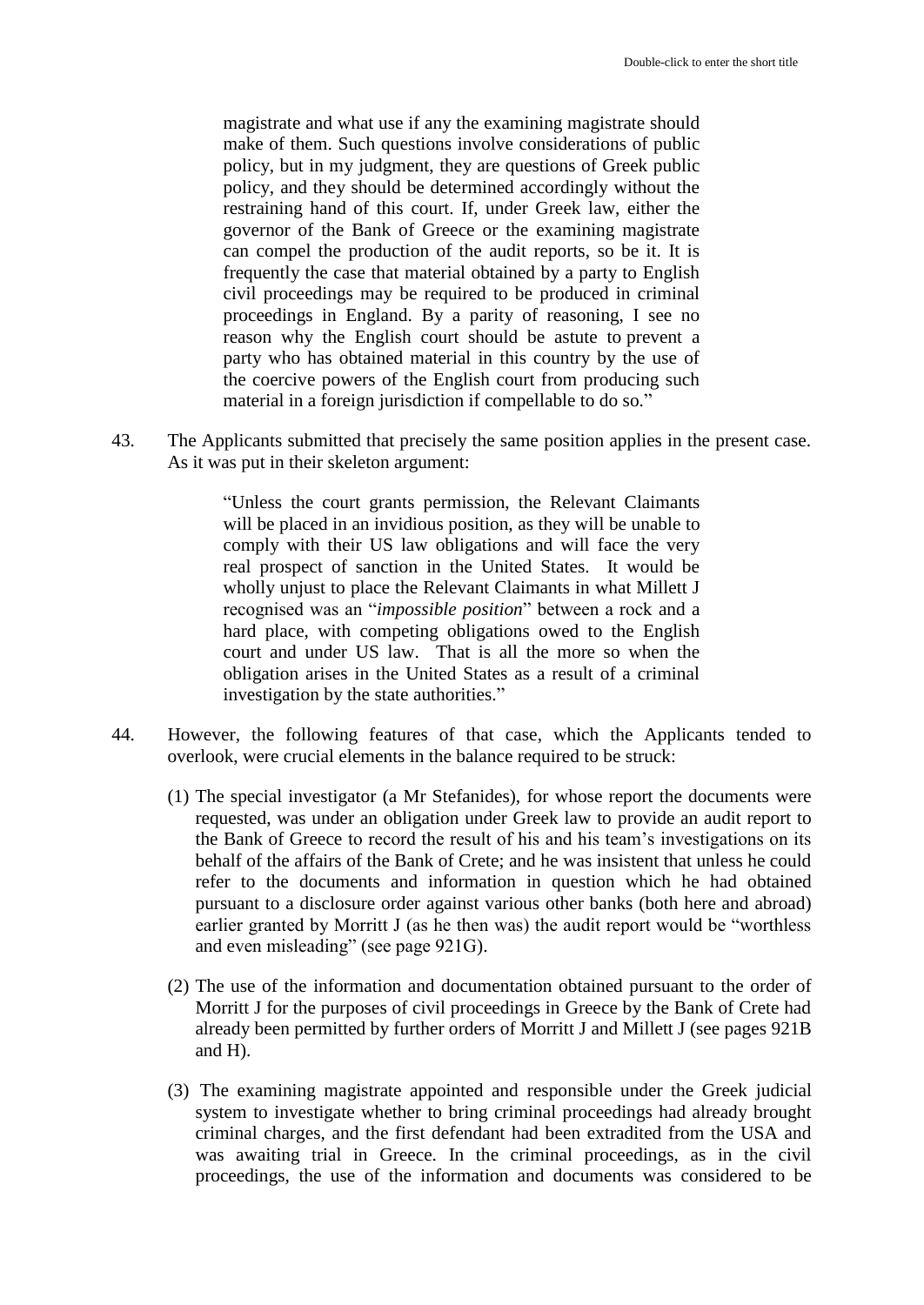> magistrate and what use if any the examining magistrate should make of them. Such questions involve considerations of public policy, but in my judgment, they are questions of Greek public policy, and they should be determined accordingly without the restraining hand of this court. If, under Greek law, either the governor of the Bank of Greece or the examining magistrate can compel the production of the audit reports, so be it. It is frequently the case that material obtained by a party to English civil proceedings may be required to be produced in criminal proceedings in England. By a parity of reasoning, I see no reason why the English court should be astute to prevent a party who has obtained material in this country by the use of the coercive powers of the English court from producing such material in a foreign jurisdiction if compellable to do so."

43. The Applicants submitted that precisely the same position applies in the present case. As it was put in their skeleton argument:

> "Unless the court grants permission, the Relevant Claimants will be placed in an invidious position, as they will be unable to comply with their US law obligations and will face the very real prospect of sanction in the United States. It would be wholly unjust to place the Relevant Claimants in what Millett J recognised was an "*impossible position*" between a rock and a hard place, with competing obligations owed to the English court and under US law. That is all the more so when the obligation arises in the United States as a result of a criminal investigation by the state authorities."

44. However, the following features of that case, which the Applicants tended to overlook, were crucial elements in the balance required to be struck:

    (1) The special investigator (a Mr Stefanides), for whose report the documents were requested, was under an obligation under Greek law to provide an audit report to the Bank of Greece to record the result of his and his team's investigations on its behalf of the affairs of the Bank of Crete; and he was insistent that unless he could refer to the documents and information in question which he had obtained pursuant to a disclosure order against various other banks (both here and abroad) earlier granted by Morritt J (as he then was) the audit report would be "worthless and even misleading" (see page 921G).

    (2) The use of the information and documentation obtained pursuant to the order of Morritt J for the purposes of civil proceedings in Greece by the Bank of Crete had already been permitted by further orders of Morritt J and Millett J (see pages 921B and H).

    (3) The examining magistrate appointed and responsible under the Greek judicial system to investigate whether to bring criminal proceedings had already brought criminal charges, and the first defendant had been extradited from the USA and was awaiting trial in Greece. In the criminal proceedings, as in the civil proceedings, the use of the information and documents was considered to be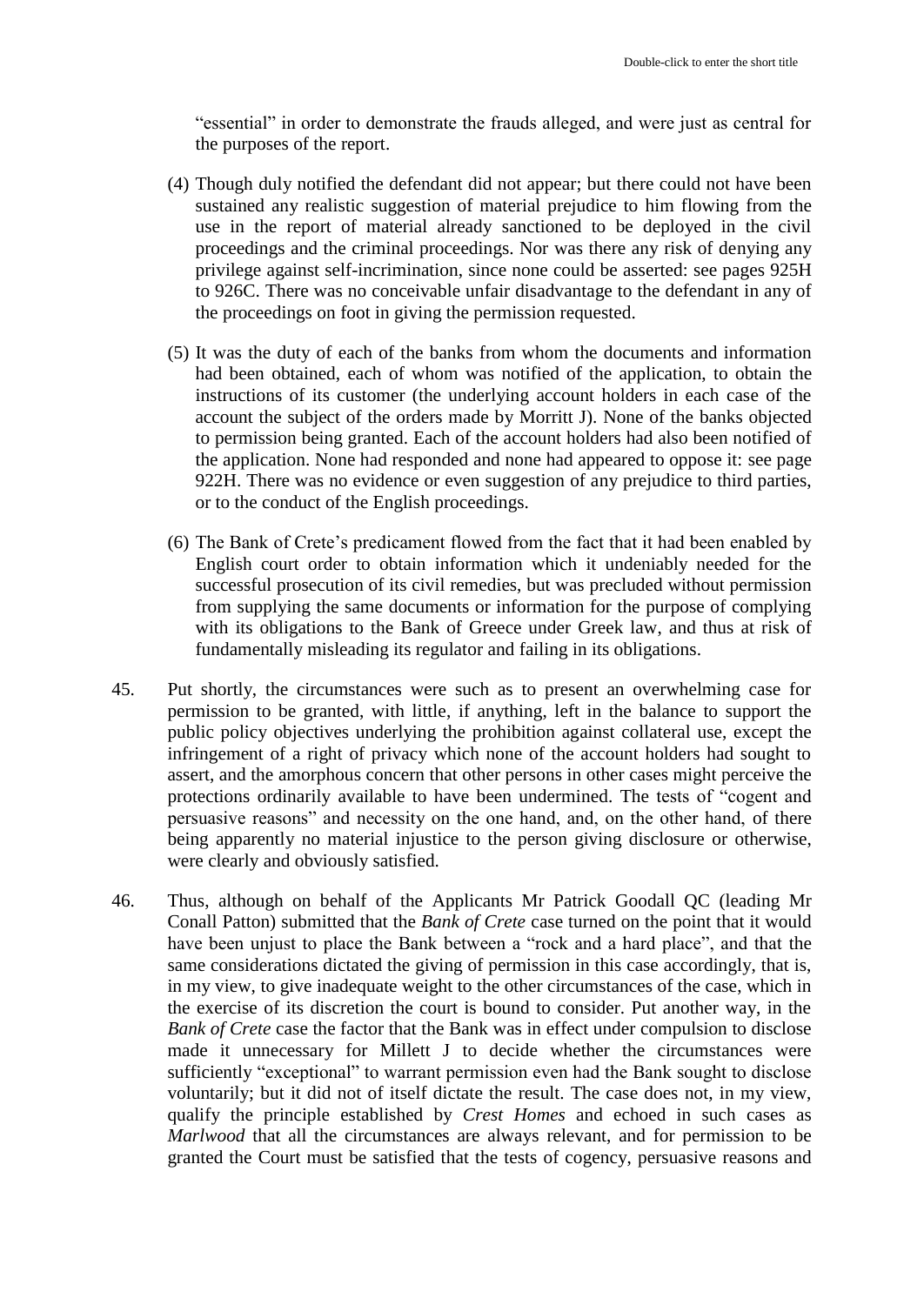"essential" in order to demonstrate the frauds alleged, and were just as central for the purposes of the report.

(4) Though duly notified the defendant did not appear; but there could not have been sustained any realistic suggestion of material prejudice to him flowing from the use in the report of material already sanctioned to be deployed in the civil proceedings and the criminal proceedings. Nor was there any risk of denying any privilege against self-incrimination, since none could be asserted: see pages 925H to 926C. There was no conceivable unfair disadvantage to the defendant in any of the proceedings on foot in giving the permission requested.

(5) It was the duty of each of the banks from whom the documents and information had been obtained, each of whom was notified of the application, to obtain the instructions of its customer (the underlying account holders in each case of the account the subject of the orders made by Morritt J). None of the banks objected to permission being granted. Each of the account holders had also been notified of the application. None had responded and none had appeared to oppose it: see page 922H. There was no evidence or even suggestion of any prejudice to third parties, or to the conduct of the English proceedings.

(6) The Bank of Crete's predicament flowed from the fact that it had been enabled by English court order to obtain information which it undeniably needed for the successful prosecution of its civil remedies, but was precluded without permission from supplying the same documents or information for the purpose of complying with its obligations to the Bank of Greece under Greek law, and thus at risk of fundamentally misleading its regulator and failing in its obligations.

45. Put shortly, the circumstances were such as to present an overwhelming case for permission to be granted, with little, if anything, left in the balance to support the public policy objectives underlying the prohibition against collateral use, except the infringement of a right of privacy which none of the account holders had sought to assert, and the amorphous concern that other persons in other cases might perceive the protections ordinarily available to have been undermined. The tests of "cogent and persuasive reasons" and necessity on the one hand, and, on the other hand, of there being apparently no material injustice to the person giving disclosure or otherwise, were clearly and obviously satisfied.

46. Thus, although on behalf of the Applicants Mr Patrick Goodall QC (leading Mr Conall Patton) submitted that the *Bank of Crete* case turned on the point that it would have been unjust to place the Bank between a "rock and a hard place", and that the same considerations dictated the giving of permission in this case accordingly, that is, in my view, to give inadequate weight to the other circumstances of the case, which in the exercise of its discretion the court is bound to consider. Put another way, in the *Bank of Crete* case the factor that the Bank was in effect under compulsion to disclose made it unnecessary for Millett J to decide whether the circumstances were sufficiently "exceptional" to warrant permission even had the Bank sought to disclose voluntarily; but it did not of itself dictate the result. The case does not, in my view, qualify the principle established by *Crest Homes* and echoed in such cases as *Marlwood* that all the circumstances are always relevant, and for permission to be granted the Court must be satisfied that the tests of cogency, persuasive reasons and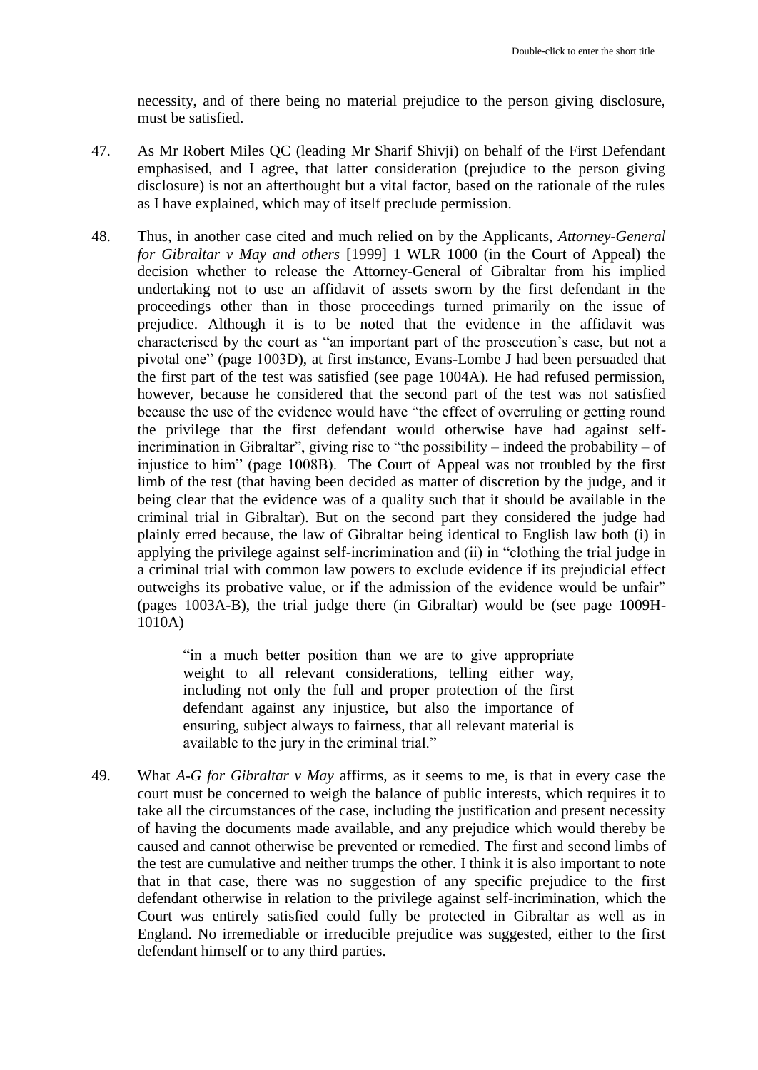necessity, and of there being no material prejudice to the person giving disclosure, must be satisfied.

47. As Mr Robert Miles QC (leading Mr Sharif Shivji) on behalf of the First Defendant emphasised, and I agree, that latter consideration (prejudice to the person giving disclosure) is not an afterthought but a vital factor, based on the rationale of the rules as I have explained, which may of itself preclude permission.

48. Thus, in another case cited and much relied on by the Applicants, *Attorney-General for Gibraltar v May and others* [1999] 1 WLR 1000 (in the Court of Appeal) the decision whether to release the Attorney-General of Gibraltar from his implied undertaking not to use an affidavit of assets sworn by the first defendant in the proceedings other than in those proceedings turned primarily on the issue of prejudice. Although it is to be noted that the evidence in the affidavit was characterised by the court as "an important part of the prosecution's case, but not a pivotal one" (page 1003D), at first instance, Evans-Lombe J had been persuaded that the first part of the test was satisfied (see page 1004A). He had refused permission, however, because he considered that the second part of the test was not satisfied because the use of the evidence would have "the effect of overruling or getting round the privilege that the first defendant would otherwise have had against self-incrimination in Gibraltar", giving rise to "the possibility – indeed the probability – of injustice to him" (page 1008B). The Court of Appeal was not troubled by the first limb of the test (that having been decided as matter of discretion by the judge, and it being clear that the evidence was of a quality such that it should be available in the criminal trial in Gibraltar). But on the second part they considered the judge had plainly erred because, the law of Gibraltar being identical to English law both (i) in applying the privilege against self-incrimination and (ii) in "clothing the trial judge in a criminal trial with common law powers to exclude evidence if its prejudicial effect outweighs its probative value, or if the admission of the evidence would be unfair" (pages 1003A-B), the trial judge there (in Gibraltar) would be (see page 1009H-1010A)

> "in a much better position than we are to give appropriate weight to all relevant considerations, telling either way, including not only the full and proper protection of the first defendant against any injustice, but also the importance of ensuring, subject always to fairness, that all relevant material is available to the jury in the criminal trial."

49. What *A-G for Gibraltar v May* affirms, as it seems to me, is that in every case the court must be concerned to weigh the balance of public interests, which requires it to take all the circumstances of the case, including the justification and present necessity of having the documents made available, and any prejudice which would thereby be caused and cannot otherwise be prevented or remedied. The first and second limbs of the test are cumulative and neither trumps the other. I think it is also important to note that in that case, there was no suggestion of any specific prejudice to the first defendant otherwise in relation to the privilege against self-incrimination, which the Court was entirely satisfied could fully be protected in Gibraltar as well as in England. No irremediable or irreducible prejudice was suggested, either to the first defendant himself or to any third parties.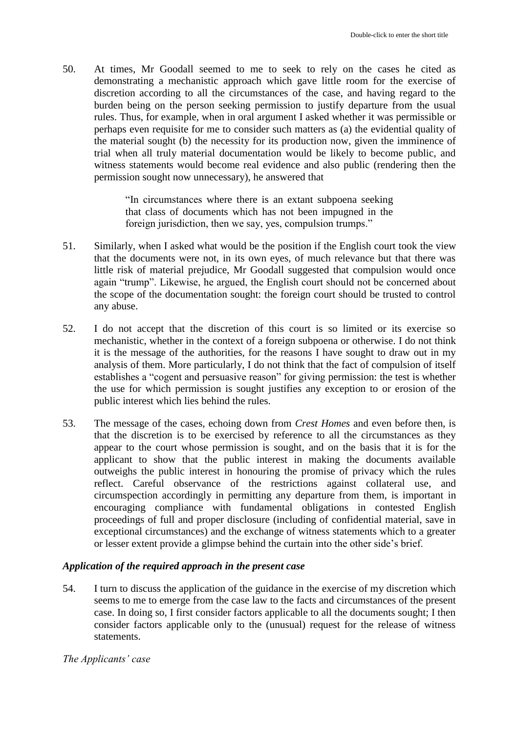50. At times, Mr Goodall seemed to me to seek to rely on the cases he cited as demonstrating a mechanistic approach which gave little room for the exercise of discretion according to all the circumstances of the case, and having regard to the burden being on the person seeking permission to justify departure from the usual rules. Thus, for example, when in oral argument I asked whether it was permissible or perhaps even requisite for me to consider such matters as (a) the evidential quality of the material sought (b) the necessity for its production now, given the imminence of trial when all truly material documentation would be likely to become public, and witness statements would become real evidence and also public (rendering then the permission sought now unnecessary), he answered that

> "In circumstances where there is an extant subpoena seeking that class of documents which has not been impugned in the foreign jurisdiction, then we say, yes, compulsion trumps."

51. Similarly, when I asked what would be the position if the English court took the view that the documents were not, in its own eyes, of much relevance but that there was little risk of material prejudice, Mr Goodall suggested that compulsion would once again "trump". Likewise, he argued, the English court should not be concerned about the scope of the documentation sought: the foreign court should be trusted to control any abuse.

52. I do not accept that the discretion of this court is so limited or its exercise so mechanistic, whether in the context of a foreign subpoena or otherwise. I do not think it is the message of the authorities, for the reasons I have sought to draw out in my analysis of them. More particularly, I do not think that the fact of compulsion of itself establishes a "cogent and persuasive reason" for giving permission: the test is whether the use for which permission is sought justifies any exception to or erosion of the public interest which lies behind the rules.

53. The message of the cases, echoing down from *Crest Homes* and even before then, is that the discretion is to be exercised by reference to all the circumstances as they appear to the court whose permission is sought, and on the basis that it is for the applicant to show that the public interest in making the documents available outweighs the public interest in honouring the promise of privacy which the rules reflect. Careful observance of the restrictions against collateral use, and circumspection accordingly in permitting any departure from them, is important in encouraging compliance with fundamental obligations in contested English proceedings of full and proper disclosure (including of confidential material, save in exceptional circumstances) and the exchange of witness statements which to a greater or lesser extent provide a glimpse behind the curtain into the other side's brief.

### *Application of the required approach in the present case*

54. I turn to discuss the application of the guidance in the exercise of my discretion which seems to me to emerge from the case law to the facts and circumstances of the present case. In doing so, I first consider factors applicable to all the documents sought; I then consider factors applicable only to the (unusual) request for the release of witness statements.

*The Applicants' case*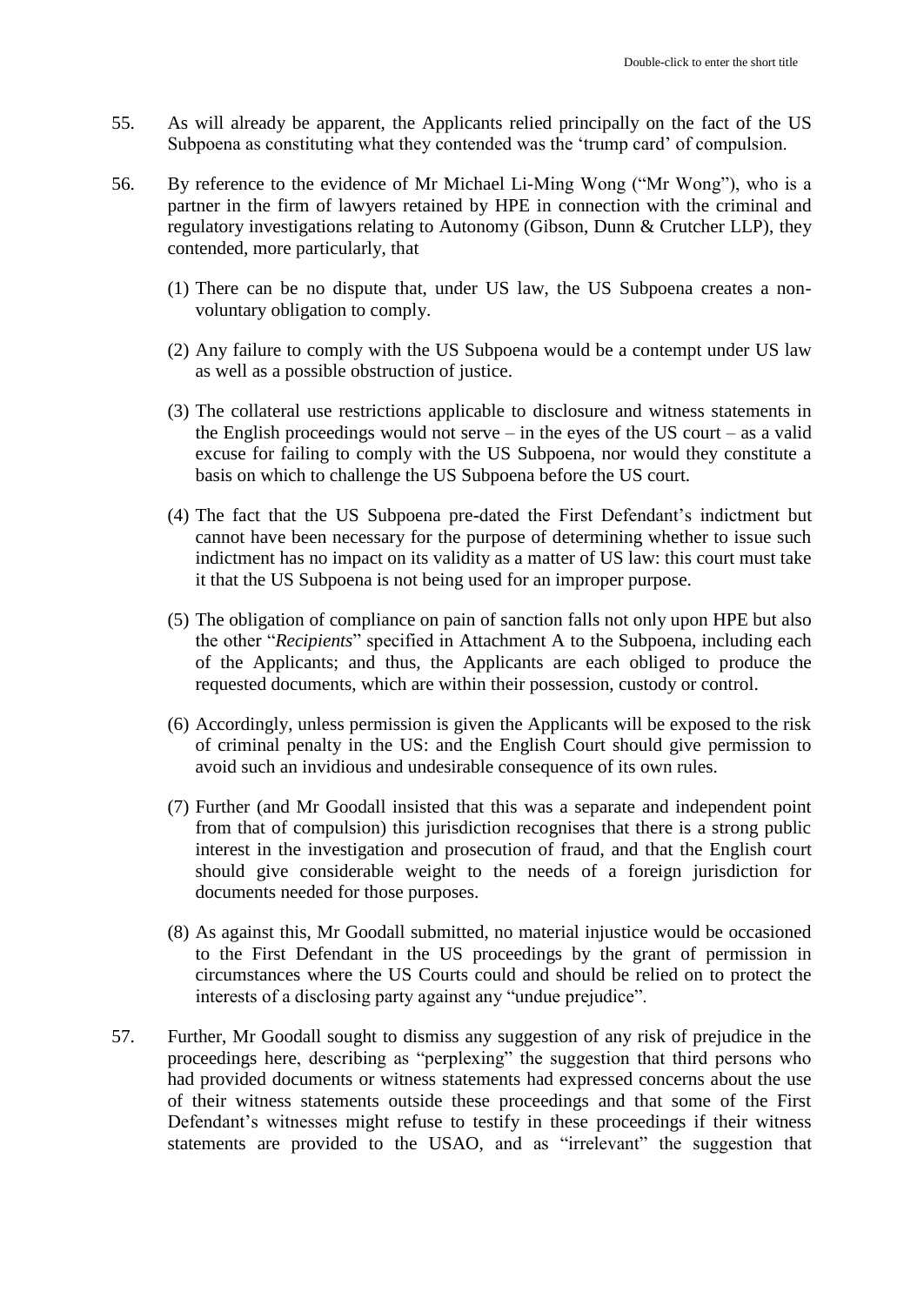55. As will already be apparent, the Applicants relied principally on the fact of the US Subpoena as constituting what they contended was the 'trump card' of compulsion.

56. By reference to the evidence of Mr Michael Li-Ming Wong ("Mr Wong"), who is a partner in the firm of lawyers retained by HPE in connection with the criminal and regulatory investigations relating to Autonomy (Gibson, Dunn & Crutcher LLP), they contended, more particularly, that

    (1) There can be no dispute that, under US law, the US Subpoena creates a non-voluntary obligation to comply.

    (2) Any failure to comply with the US Subpoena would be a contempt under US law as well as a possible obstruction of justice.

    (3) The collateral use restrictions applicable to disclosure and witness statements in the English proceedings would not serve – in the eyes of the US court – as a valid excuse for failing to comply with the US Subpoena, nor would they constitute a basis on which to challenge the US Subpoena before the US court.

    (4) The fact that the US Subpoena pre-dated the First Defendant's indictment but cannot have been necessary for the purpose of determining whether to issue such indictment has no impact on its validity as a matter of US law: this court must take it that the US Subpoena is not being used for an improper purpose.

    (5) The obligation of compliance on pain of sanction falls not only upon HPE but also the other "*Recipients*" specified in Attachment A to the Subpoena, including each of the Applicants; and thus, the Applicants are each obliged to produce the requested documents, which are within their possession, custody or control.

    (6) Accordingly, unless permission is given the Applicants will be exposed to the risk of criminal penalty in the US: and the English Court should give permission to avoid such an invidious and undesirable consequence of its own rules.

    (7) Further (and Mr Goodall insisted that this was a separate and independent point from that of compulsion) this jurisdiction recognises that there is a strong public interest in the investigation and prosecution of fraud, and that the English court should give considerable weight to the needs of a foreign jurisdiction for documents needed for those purposes.

    (8) As against this, Mr Goodall submitted, no material injustice would be occasioned to the First Defendant in the US proceedings by the grant of permission in circumstances where the US Courts could and should be relied on to protect the interests of a disclosing party against any "undue prejudice".

57. Further, Mr Goodall sought to dismiss any suggestion of any risk of prejudice in the proceedings here, describing as "perplexing" the suggestion that third persons who had provided documents or witness statements had expressed concerns about the use of their witness statements outside these proceedings and that some of the First Defendant's witnesses might refuse to testify in these proceedings if their witness statements are provided to the USAO, and as "irrelevant" the suggestion that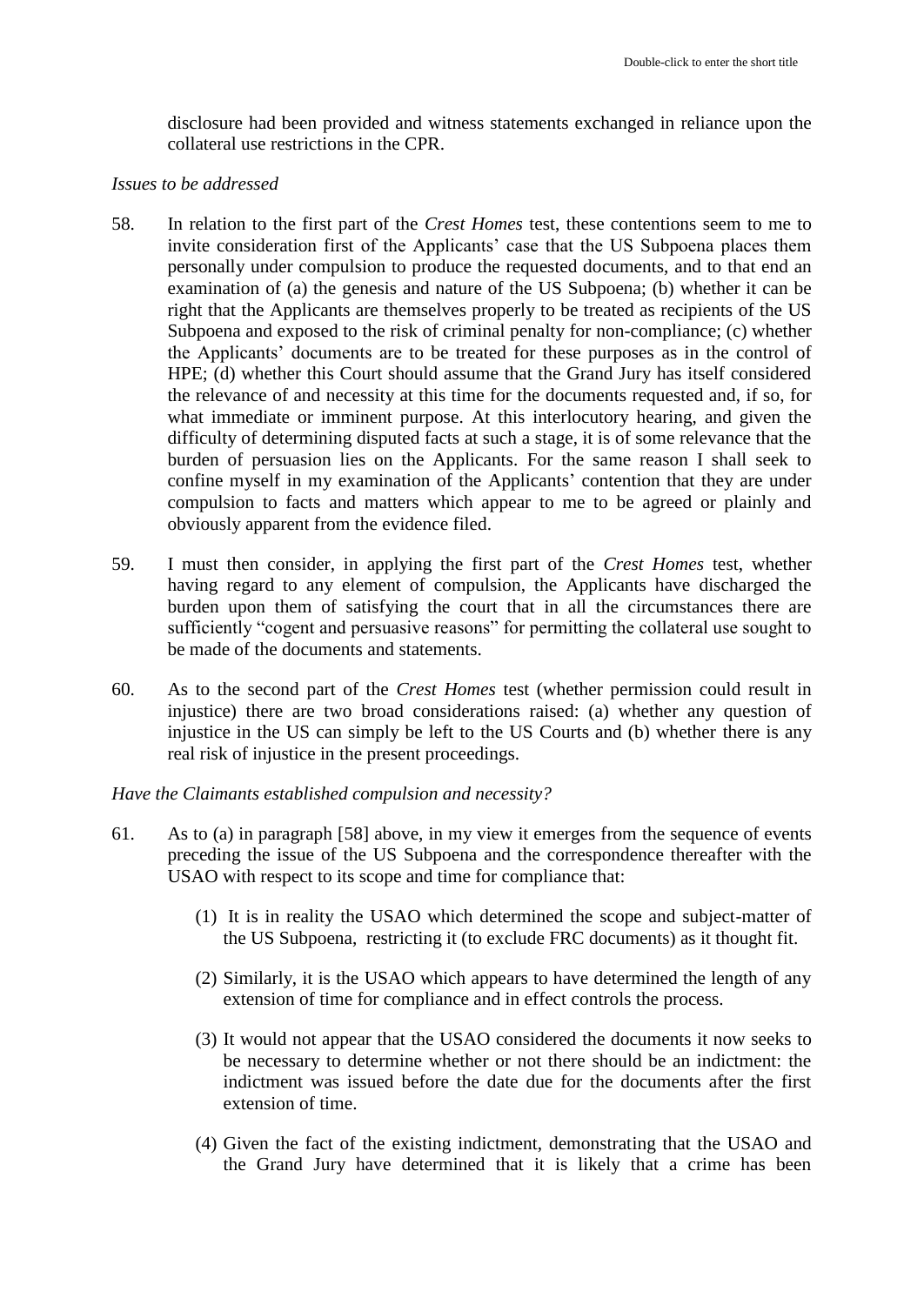disclosure had been provided and witness statements exchanged in reliance upon the collateral use restrictions in the CPR.

*Issues to be addressed*

58. In relation to the first part of the *Crest Homes* test, these contentions seem to me to invite consideration first of the Applicants' case that the US Subpoena places them personally under compulsion to produce the requested documents, and to that end an examination of (a) the genesis and nature of the US Subpoena; (b) whether it can be right that the Applicants are themselves properly to be treated as recipients of the US Subpoena and exposed to the risk of criminal penalty for non-compliance; (c) whether the Applicants' documents are to be treated for these purposes as in the control of HPE; (d) whether this Court should assume that the Grand Jury has itself considered the relevance of and necessity at this time for the documents requested and, if so, for what immediate or imminent purpose. At this interlocutory hearing, and given the difficulty of determining disputed facts at such a stage, it is of some relevance that the burden of persuasion lies on the Applicants. For the same reason I shall seek to confine myself in my examination of the Applicants' contention that they are under compulsion to facts and matters which appear to me to be agreed or plainly and obviously apparent from the evidence filed.

59. I must then consider, in applying the first part of the *Crest Homes* test, whether having regard to any element of compulsion, the Applicants have discharged the burden upon them of satisfying the court that in all the circumstances there are sufficiently "cogent and persuasive reasons" for permitting the collateral use sought to be made of the documents and statements.

60. As to the second part of the *Crest Homes* test (whether permission could result in injustice) there are two broad considerations raised: (a) whether any question of injustice in the US can simply be left to the US Courts and (b) whether there is any real risk of injustice in the present proceedings.

*Have the Claimants established compulsion and necessity?*

61. As to (a) in paragraph [58] above, in my view it emerges from the sequence of events preceding the issue of the US Subpoena and the correspondence thereafter with the USAO with respect to its scope and time for compliance that:

    (1) It is in reality the USAO which determined the scope and subject-matter of the US Subpoena, restricting it (to exclude FRC documents) as it thought fit.

    (2) Similarly, it is the USAO which appears to have determined the length of any extension of time for compliance and in effect controls the process.

    (3) It would not appear that the USAO considered the documents it now seeks to be necessary to determine whether or not there should be an indictment: the indictment was issued before the date due for the documents after the first extension of time.

    (4) Given the fact of the existing indictment, demonstrating that the USAO and the Grand Jury have determined that it is likely that a crime has been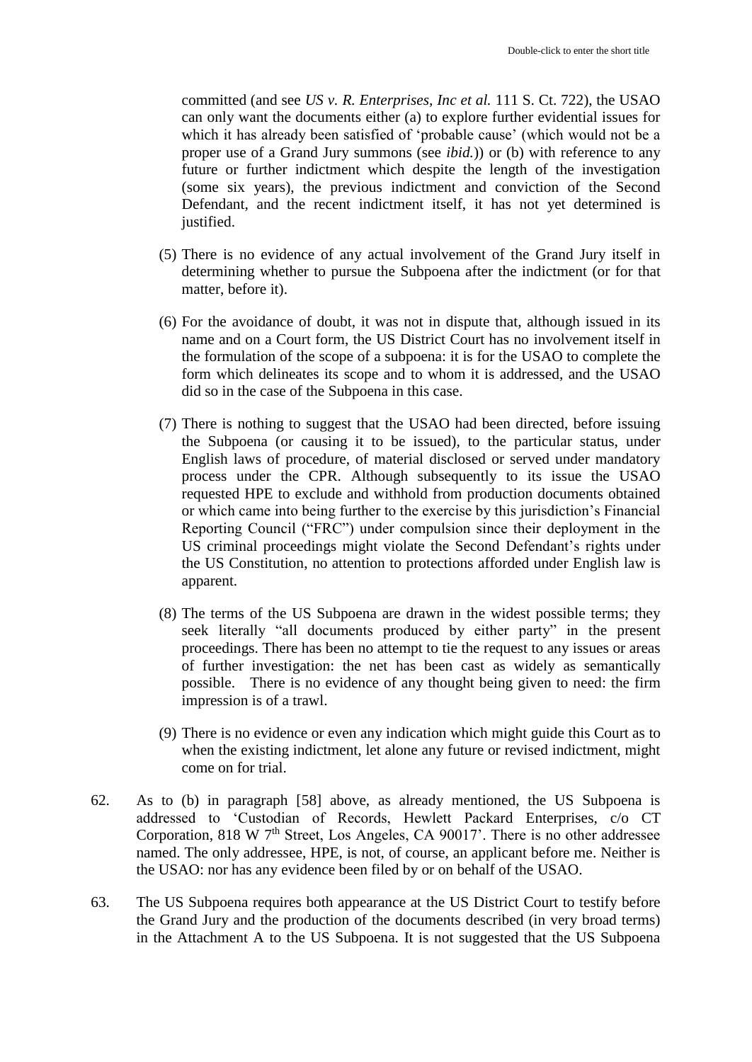committed (and see *US v. R. Enterprises, Inc et al.* 111 S. Ct. 722), the USAO can only want the documents either (a) to explore further evidential issues for which it has already been satisfied of 'probable cause' (which would not be a proper use of a Grand Jury summons (see *ibid.*)) or (b) with reference to any future or further indictment which despite the length of the investigation (some six years), the previous indictment and conviction of the Second Defendant, and the recent indictment itself, it has not yet determined is justified.

(5) There is no evidence of any actual involvement of the Grand Jury itself in determining whether to pursue the Subpoena after the indictment (or for that matter, before it).

(6) For the avoidance of doubt, it was not in dispute that, although issued in its name and on a Court form, the US District Court has no involvement itself in the formulation of the scope of a subpoena: it is for the USAO to complete the form which delineates its scope and to whom it is addressed, and the USAO did so in the case of the Subpoena in this case.

(7) There is nothing to suggest that the USAO had been directed, before issuing the Subpoena (or causing it to be issued), to the particular status, under English laws of procedure, of material disclosed or served under mandatory process under the CPR. Although subsequently to its issue the USAO requested HPE to exclude and withhold from production documents obtained or which came into being further to the exercise by this jurisdiction's Financial Reporting Council ("FRC") under compulsion since their deployment in the US criminal proceedings might violate the Second Defendant's rights under the US Constitution, no attention to protections afforded under English law is apparent.

(8) The terms of the US Subpoena are drawn in the widest possible terms; they seek literally "all documents produced by either party" in the present proceedings. There has been no attempt to tie the request to any issues or areas of further investigation: the net has been cast as widely as semantically possible. There is no evidence of any thought being given to need: the firm impression is of a trawl.

(9) There is no evidence or even any indication which might guide this Court as to when the existing indictment, let alone any future or revised indictment, might come on for trial.

62. As to (b) in paragraph [58] above, as already mentioned, the US Subpoena is addressed to 'Custodian of Records, Hewlett Packard Enterprises, c/o CT Corporation, 818 W 7th Street, Los Angeles, CA 90017'. There is no other addressee named. The only addressee, HPE, is not, of course, an applicant before me. Neither is the USAO: nor has any evidence been filed by or on behalf of the USAO.

63. The US Subpoena requires both appearance at the US District Court to testify before the Grand Jury and the production of the documents described (in very broad terms) in the Attachment A to the US Subpoena. It is not suggested that the US Subpoena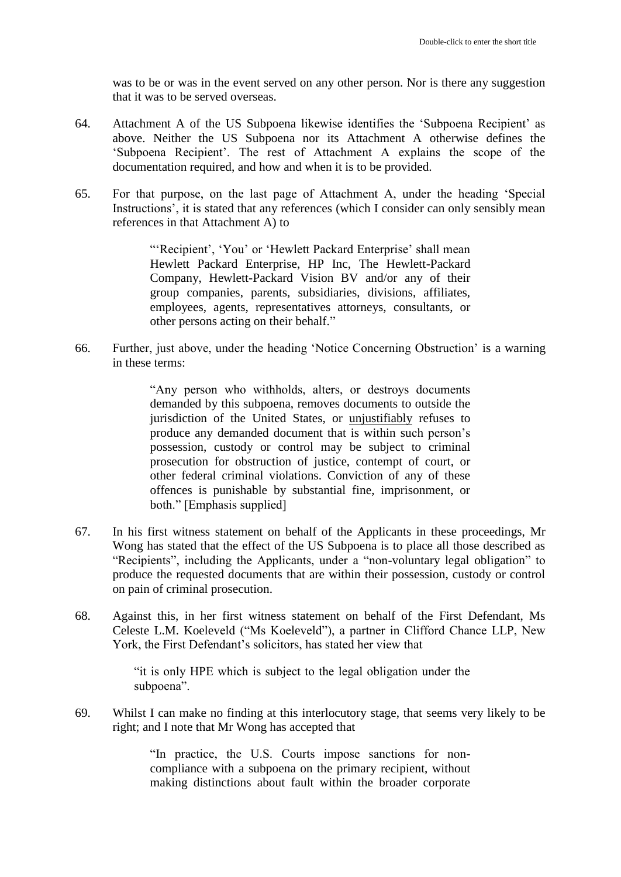was to be or was in the event served on any other person. Nor is there any suggestion that it was to be served overseas.

64. Attachment A of the US Subpoena likewise identifies the 'Subpoena Recipient' as above. Neither the US Subpoena nor its Attachment A otherwise defines the 'Subpoena Recipient'. The rest of Attachment A explains the scope of the documentation required, and how and when it is to be provided.

65. For that purpose, on the last page of Attachment A, under the heading 'Special Instructions', it is stated that any references (which I consider can only sensibly mean references in that Attachment A) to

> "'Recipient', 'You' or 'Hewlett Packard Enterprise' shall mean Hewlett Packard Enterprise, HP Inc, The Hewlett-Packard Company, Hewlett-Packard Vision BV and/or any of their group companies, parents, subsidiaries, divisions, affiliates, employees, agents, representatives attorneys, consultants, or other persons acting on their behalf."

66. Further, just above, under the heading 'Notice Concerning Obstruction' is a warning in these terms:

> "Any person who withholds, alters, or destroys documents demanded by this subpoena, removes documents to outside the jurisdiction of the United States, or <u>unjustifiably</u> refuses to produce any demanded document that is within such person's possession, custody or control may be subject to criminal prosecution for obstruction of justice, contempt of court, or other federal criminal violations. Conviction of any of these offences is punishable by substantial fine, imprisonment, or both." [Emphasis supplied]

67. In his first witness statement on behalf of the Applicants in these proceedings, Mr Wong has stated that the effect of the US Subpoena is to place all those described as "Recipients", including the Applicants, under a "non-voluntary legal obligation" to produce the requested documents that are within their possession, custody or control on pain of criminal prosecution.

68. Against this, in her first witness statement on behalf of the First Defendant, Ms Celeste L.M. Koeleveld ("Ms Koeleveld"), a partner in Clifford Chance LLP, New York, the First Defendant's solicitors, has stated her view that

> "it is only HPE which is subject to the legal obligation under the subpoena".

69. Whilst I can make no finding at this interlocutory stage, that seems very likely to be right; and I note that Mr Wong has accepted that

> "In practice, the U.S. Courts impose sanctions for non-compliance with a subpoena on the primary recipient, without making distinctions about fault within the broader corporate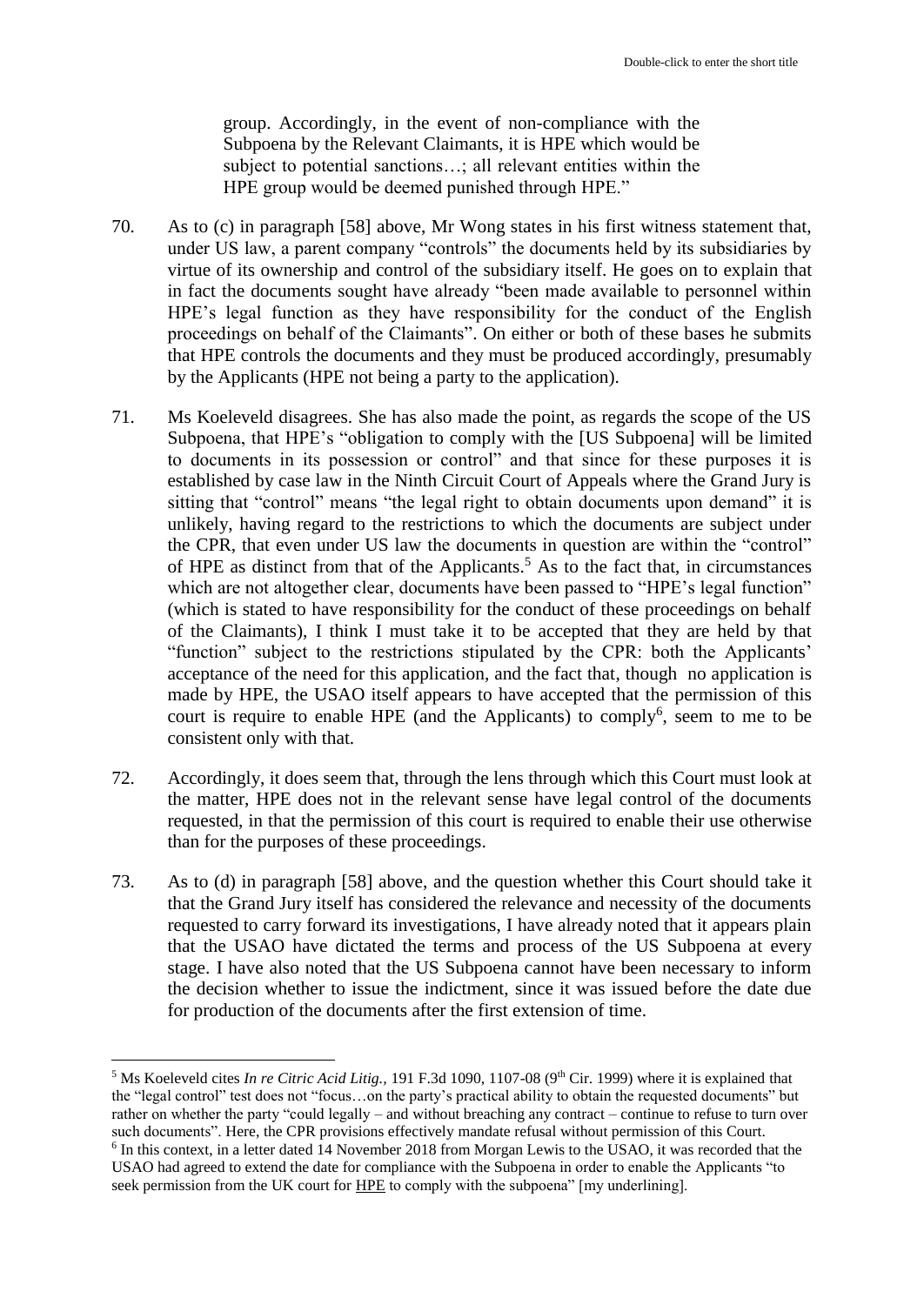> group. Accordingly, in the event of non-compliance with the Subpoena by the Relevant Claimants, it is HPE which would be subject to potential sanctions…; all relevant entities within the HPE group would be deemed punished through HPE."

70. As to (c) in paragraph [58] above, Mr Wong states in his first witness statement that, under US law, a parent company "controls" the documents held by its subsidiaries by virtue of its ownership and control of the subsidiary itself. He goes on to explain that in fact the documents sought have already "been made available to personnel within HPE's legal function as they have responsibility for the conduct of the English proceedings on behalf of the Claimants". On either or both of these bases he submits that HPE controls the documents and they must be produced accordingly, presumably by the Applicants (HPE not being a party to the application).

71. Ms Koeleveld disagrees. She has also made the point, as regards the scope of the US Subpoena, that HPE's "obligation to comply with the [US Subpoena] will be limited to documents in its possession or control" and that since for these purposes it is established by case law in the Ninth Circuit Court of Appeals where the Grand Jury is sitting that "control" means "the legal right to obtain documents upon demand" it is unlikely, having regard to the restrictions to which the documents are subject under the CPR, that even under US law the documents in question are within the "control" of HPE as distinct from that of the Applicants.[5] As to the fact that, in circumstances which are not altogether clear, documents have been passed to "HPE's legal function" (which is stated to have responsibility for the conduct of these proceedings on behalf of the Claimants), I think I must take it to be accepted that they are held by that "function" subject to the restrictions stipulated by the CPR: both the Applicants' acceptance of the need for this application, and the fact that, though no application is made by HPE, the USAO itself appears to have accepted that the permission of this court is require to enable HPE (and the Applicants) to comply[6], seem to me to be consistent only with that.

72. Accordingly, it does seem that, through the lens through which this Court must look at the matter, HPE does not in the relevant sense have legal control of the documents requested, in that the permission of this court is required to enable their use otherwise than for the purposes of these proceedings.

73. As to (d) in paragraph [58] above, and the question whether this Court should take it that the Grand Jury itself has considered the relevance and necessity of the documents requested to carry forward its investigations, I have already noted that it appears plain that the USAO have dictated the terms and process of the US Subpoena at every stage. I have also noted that the US Subpoena cannot have been necessary to inform the decision whether to issue the indictment, since it was issued before the date due for production of the documents after the first extension of time.

---

[5] Ms Koeleveld cites *In re Citric Acid Litig.*, 191 F.3d 1090, 1107-08 (9th Cir. 1999) where it is explained that the "legal control" test does not "focus…on the party's practical ability to obtain the requested documents" but rather on whether the party "could legally – and without breaching any contract – continue to refuse to turn over such documents". Here, the CPR provisions effectively mandate refusal without permission of this Court.

[6] In this context, in a letter dated 14 November 2018 from Morgan Lewis to the USAO, it was recorded that the USAO had agreed to extend the date for compliance with the Subpoena in order to enable the Applicants "to seek permission from the UK court for <u>HPE</u> to comply with the subpoena" [my underlining].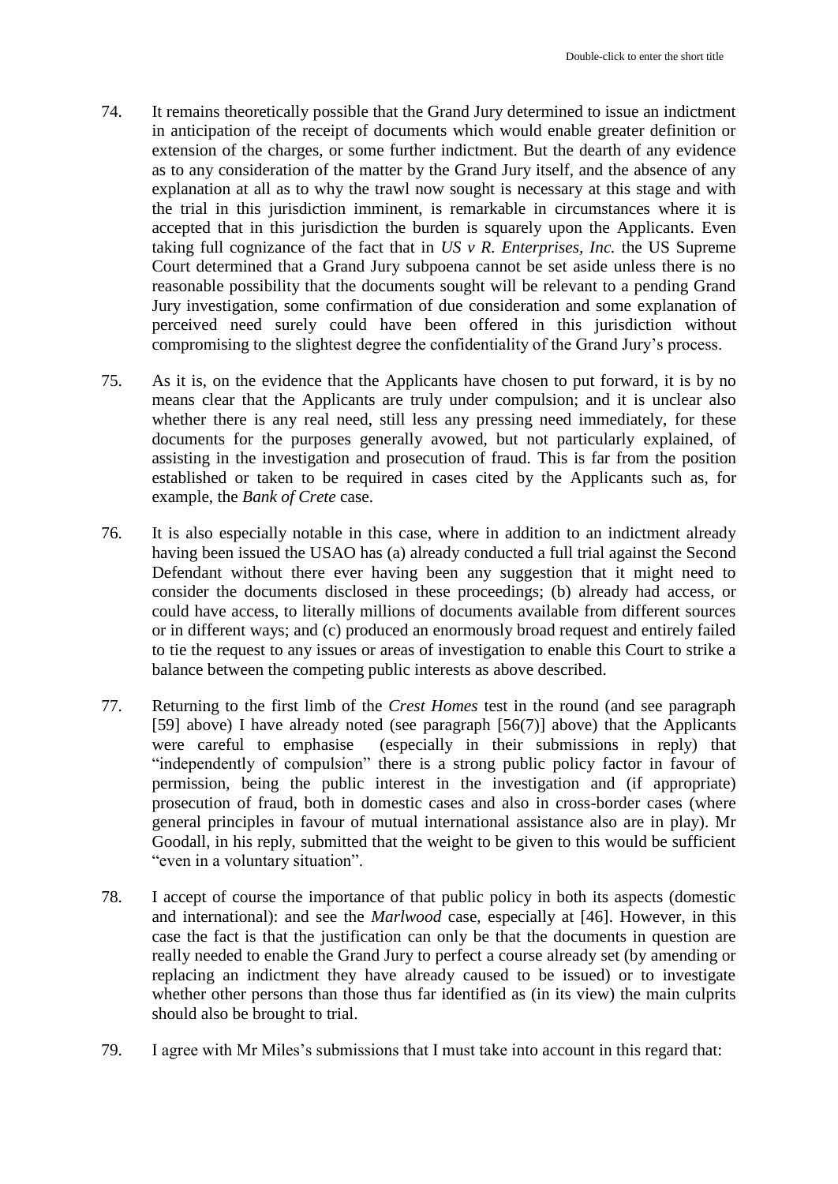74. It remains theoretically possible that the Grand Jury determined to issue an indictment in anticipation of the receipt of documents which would enable greater definition or extension of the charges, or some further indictment. But the dearth of any evidence as to any consideration of the matter by the Grand Jury itself, and the absence of any explanation at all as to why the trawl now sought is necessary at this stage and with the trial in this jurisdiction imminent, is remarkable in circumstances where it is accepted that in this jurisdiction the burden is squarely upon the Applicants. Even taking full cognizance of the fact that in *US v R. Enterprises, Inc.* the US Supreme Court determined that a Grand Jury subpoena cannot be set aside unless there is no reasonable possibility that the documents sought will be relevant to a pending Grand Jury investigation, some confirmation of due consideration and some explanation of perceived need surely could have been offered in this jurisdiction without compromising to the slightest degree the confidentiality of the Grand Jury's process.

75. As it is, on the evidence that the Applicants have chosen to put forward, it is by no means clear that the Applicants are truly under compulsion; and it is unclear also whether there is any real need, still less any pressing need immediately, for these documents for the purposes generally avowed, but not particularly explained, of assisting in the investigation and prosecution of fraud. This is far from the position established or taken to be required in cases cited by the Applicants such as, for example, the *Bank of Crete* case.

76. It is also especially notable in this case, where in addition to an indictment already having been issued the USAO has (a) already conducted a full trial against the Second Defendant without there ever having been any suggestion that it might need to consider the documents disclosed in these proceedings; (b) already had access, or could have access, to literally millions of documents available from different sources or in different ways; and (c) produced an enormously broad request and entirely failed to tie the request to any issues or areas of investigation to enable this Court to strike a balance between the competing public interests as above described.

77. Returning to the first limb of the *Crest Homes* test in the round (and see paragraph [59] above) I have already noted (see paragraph [56(7)] above) that the Applicants were careful to emphasise (especially in their submissions in reply) that "independently of compulsion" there is a strong public policy factor in favour of permission, being the public interest in the investigation and (if appropriate) prosecution of fraud, both in domestic cases and also in cross-border cases (where general principles in favour of mutual international assistance also are in play). Mr Goodall, in his reply, submitted that the weight to be given to this would be sufficient "even in a voluntary situation".

78. I accept of course the importance of that public policy in both its aspects (domestic and international): and see the *Marlwood* case, especially at [46]. However, in this case the fact is that the justification can only be that the documents in question are really needed to enable the Grand Jury to perfect a course already set (by amending or replacing an indictment they have already caused to be issued) or to investigate whether other persons than those thus far identified as (in its view) the main culprits should also be brought to trial.

79. I agree with Mr Miles's submissions that I must take into account in this regard that: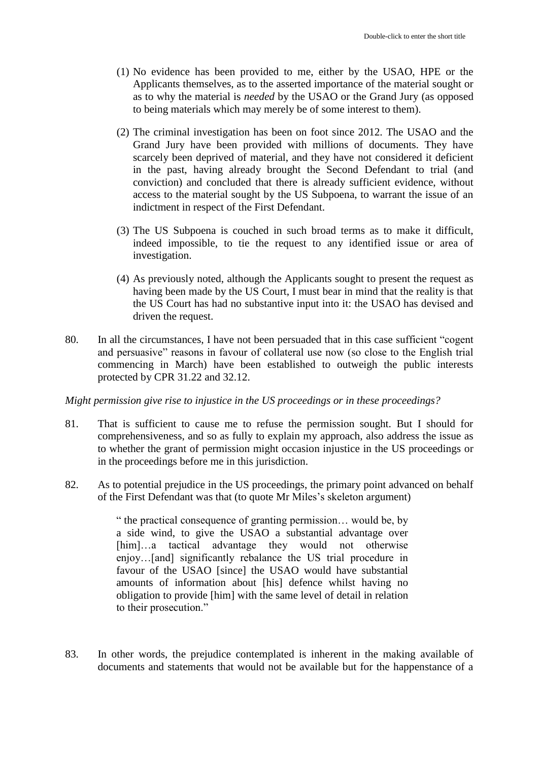(1) No evidence has been provided to me, either by the USAO, HPE or the Applicants themselves, as to the asserted importance of the material sought or as to why the material is *needed* by the USAO or the Grand Jury (as opposed to being materials which may merely be of some interest to them).

(2) The criminal investigation has been on foot since 2012. The USAO and the Grand Jury have been provided with millions of documents. They have scarcely been deprived of material, and they have not considered it deficient in the past, having already brought the Second Defendant to trial (and conviction) and concluded that there is already sufficient evidence, without access to the material sought by the US Subpoena, to warrant the issue of an indictment in respect of the First Defendant.

(3) The US Subpoena is couched in such broad terms as to make it difficult, indeed impossible, to tie the request to any identified issue or area of investigation.

(4) As previously noted, although the Applicants sought to present the request as having been made by the US Court, I must bear in mind that the reality is that the US Court has had no substantive input into it: the USAO has devised and driven the request.

80. In all the circumstances, I have not been persuaded that in this case sufficient "cogent and persuasive" reasons in favour of collateral use now (so close to the English trial commencing in March) have been established to outweigh the public interests protected by CPR 31.22 and 32.12.

*Might permission give rise to injustice in the US proceedings or in these proceedings?*

81. That is sufficient to cause me to refuse the permission sought. But I should for comprehensiveness, and so as fully to explain my approach, also address the issue as to whether the grant of permission might occasion injustice in the US proceedings or in the proceedings before me in this jurisdiction.

82. As to potential prejudice in the US proceedings, the primary point advanced on behalf of the First Defendant was that (to quote Mr Miles's skeleton argument)

> " the practical consequence of granting permission… would be, by a side wind, to give the USAO a substantial advantage over [him]…a tactical advantage they would not otherwise enjoy…[and] significantly rebalance the US trial procedure in favour of the USAO [since] the USAO would have substantial amounts of information about [his] defence whilst having no obligation to provide [him] with the same level of detail in relation to their prosecution."

83. In other words, the prejudice contemplated is inherent in the making available of documents and statements that would not be available but for the happenstance of a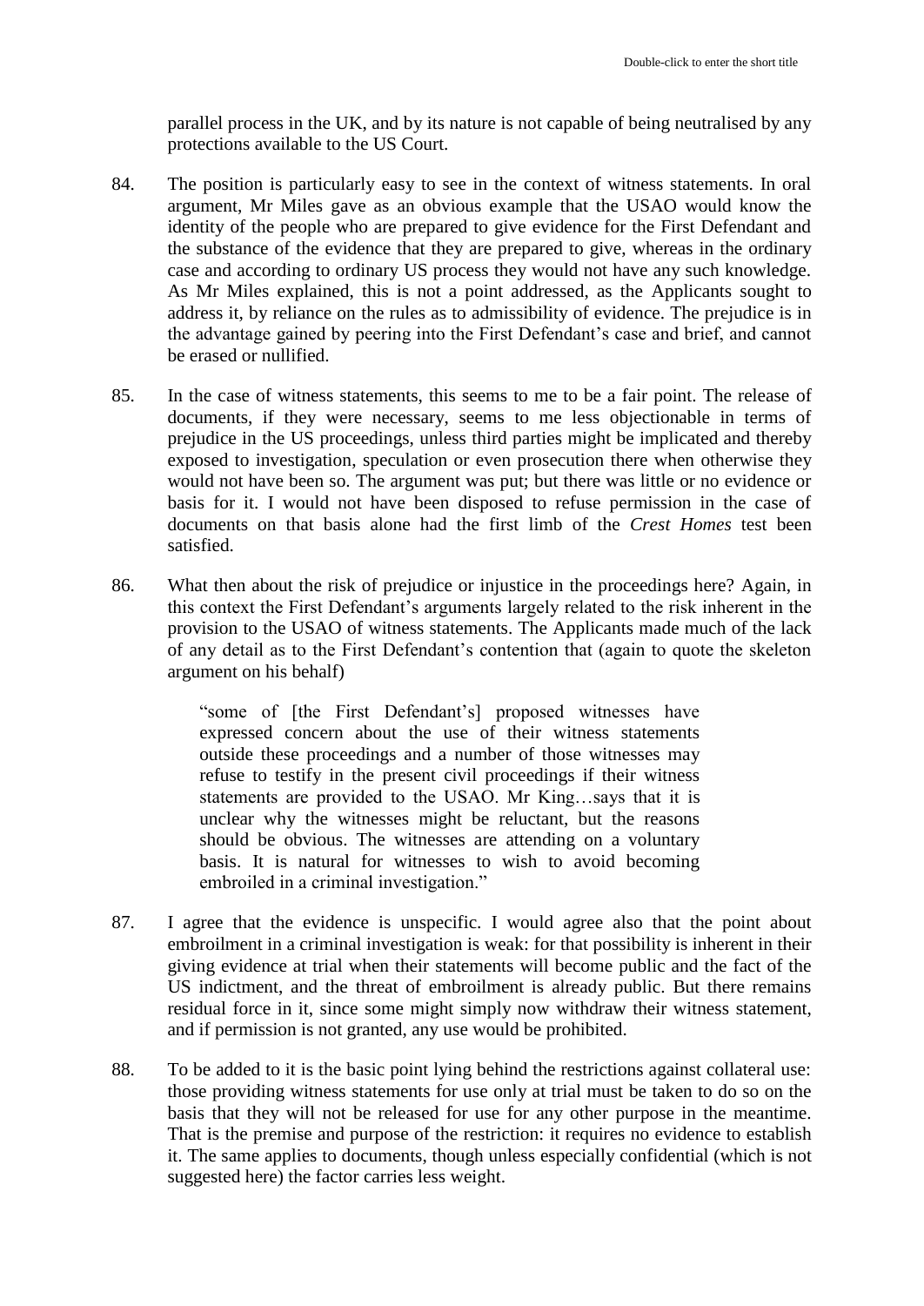parallel process in the UK, and by its nature is not capable of being neutralised by any protections available to the US Court.

84. The position is particularly easy to see in the context of witness statements. In oral argument, Mr Miles gave as an obvious example that the USAO would know the identity of the people who are prepared to give evidence for the First Defendant and the substance of the evidence that they are prepared to give, whereas in the ordinary case and according to ordinary US process they would not have any such knowledge. As Mr Miles explained, this is not a point addressed, as the Applicants sought to address it, by reliance on the rules as to admissibility of evidence. The prejudice is in the advantage gained by peering into the First Defendant's case and brief, and cannot be erased or nullified.

85. In the case of witness statements, this seems to me to be a fair point. The release of documents, if they were necessary, seems to me less objectionable in terms of prejudice in the US proceedings, unless third parties might be implicated and thereby exposed to investigation, speculation or even prosecution there when otherwise they would not have been so. The argument was put; but there was little or no evidence or basis for it. I would not have been disposed to refuse permission in the case of documents on that basis alone had the first limb of the *Crest Homes* test been satisfied.

86. What then about the risk of prejudice or injustice in the proceedings here? Again, in this context the First Defendant's arguments largely related to the risk inherent in the provision to the USAO of witness statements. The Applicants made much of the lack of any detail as to the First Defendant's contention that (again to quote the skeleton argument on his behalf)

> "some of [the First Defendant's] proposed witnesses have expressed concern about the use of their witness statements outside these proceedings and a number of those witnesses may refuse to testify in the present civil proceedings if their witness statements are provided to the USAO. Mr King…says that it is unclear why the witnesses might be reluctant, but the reasons should be obvious. The witnesses are attending on a voluntary basis. It is natural for witnesses to wish to avoid becoming embroiled in a criminal investigation."

87. I agree that the evidence is unspecific. I would agree also that the point about embroilment in a criminal investigation is weak: for that possibility is inherent in their giving evidence at trial when their statements will become public and the fact of the US indictment, and the threat of embroilment is already public. But there remains residual force in it, since some might simply now withdraw their witness statement, and if permission is not granted, any use would be prohibited.

88. To be added to it is the basic point lying behind the restrictions against collateral use: those providing witness statements for use only at trial must be taken to do so on the basis that they will not be released for use for any other purpose in the meantime. That is the premise and purpose of the restriction: it requires no evidence to establish it. The same applies to documents, though unless especially confidential (which is not suggested here) the factor carries less weight.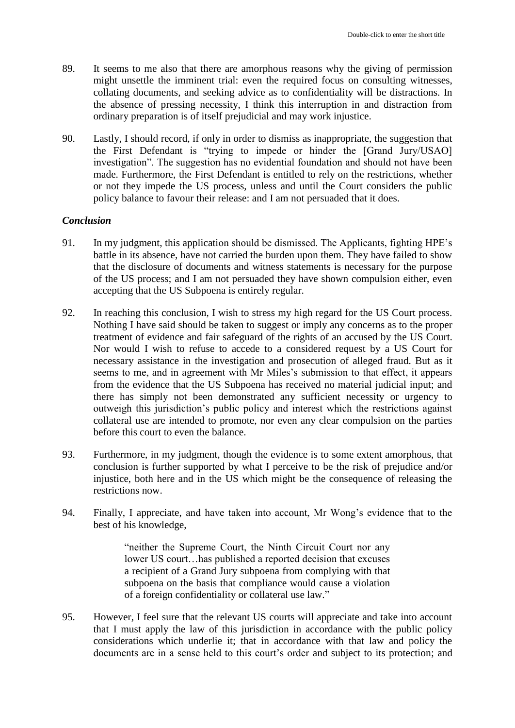89. It seems to me also that there are amorphous reasons why the giving of permission might unsettle the imminent trial: even the required focus on consulting witnesses, collating documents, and seeking advice as to confidentiality will be distractions. In the absence of pressing necessity, I think this interruption in and distraction from ordinary preparation is of itself prejudicial and may work injustice.

90. Lastly, I should record, if only in order to dismiss as inappropriate, the suggestion that the First Defendant is "trying to impede or hinder the [Grand Jury/USAO] investigation". The suggestion has no evidential foundation and should not have been made. Furthermore, the First Defendant is entitled to rely on the restrictions, whether or not they impede the US process, unless and until the Court considers the public policy balance to favour their release: and I am not persuaded that it does.

### *Conclusion*

91. In my judgment, this application should be dismissed. The Applicants, fighting HPE's battle in its absence, have not carried the burden upon them. They have failed to show that the disclosure of documents and witness statements is necessary for the purpose of the US process; and I am not persuaded they have shown compulsion either, even accepting that the US Subpoena is entirely regular.

92. In reaching this conclusion, I wish to stress my high regard for the US Court process. Nothing I have said should be taken to suggest or imply any concerns as to the proper treatment of evidence and fair safeguard of the rights of an accused by the US Court. Nor would I wish to refuse to accede to a considered request by a US Court for necessary assistance in the investigation and prosecution of alleged fraud. But as it seems to me, and in agreement with Mr Miles's submission to that effect, it appears from the evidence that the US Subpoena has received no material judicial input; and there has simply not been demonstrated any sufficient necessity or urgency to outweigh this jurisdiction's public policy and interest which the restrictions against collateral use are intended to promote, nor even any clear compulsion on the parties before this court to even the balance.

93. Furthermore, in my judgment, though the evidence is to some extent amorphous, that conclusion is further supported by what I perceive to be the risk of prejudice and/or injustice, both here and in the US which might be the consequence of releasing the restrictions now.

94. Finally, I appreciate, and have taken into account, Mr Wong's evidence that to the best of his knowledge,

> "neither the Supreme Court, the Ninth Circuit Court nor any lower US court…has published a reported decision that excuses a recipient of a Grand Jury subpoena from complying with that subpoena on the basis that compliance would cause a violation of a foreign confidentiality or collateral use law."

95. However, I feel sure that the relevant US courts will appreciate and take into account that I must apply the law of this jurisdiction in accordance with the public policy considerations which underlie it; that in accordance with that law and policy the documents are in a sense held to this court's order and subject to its protection; and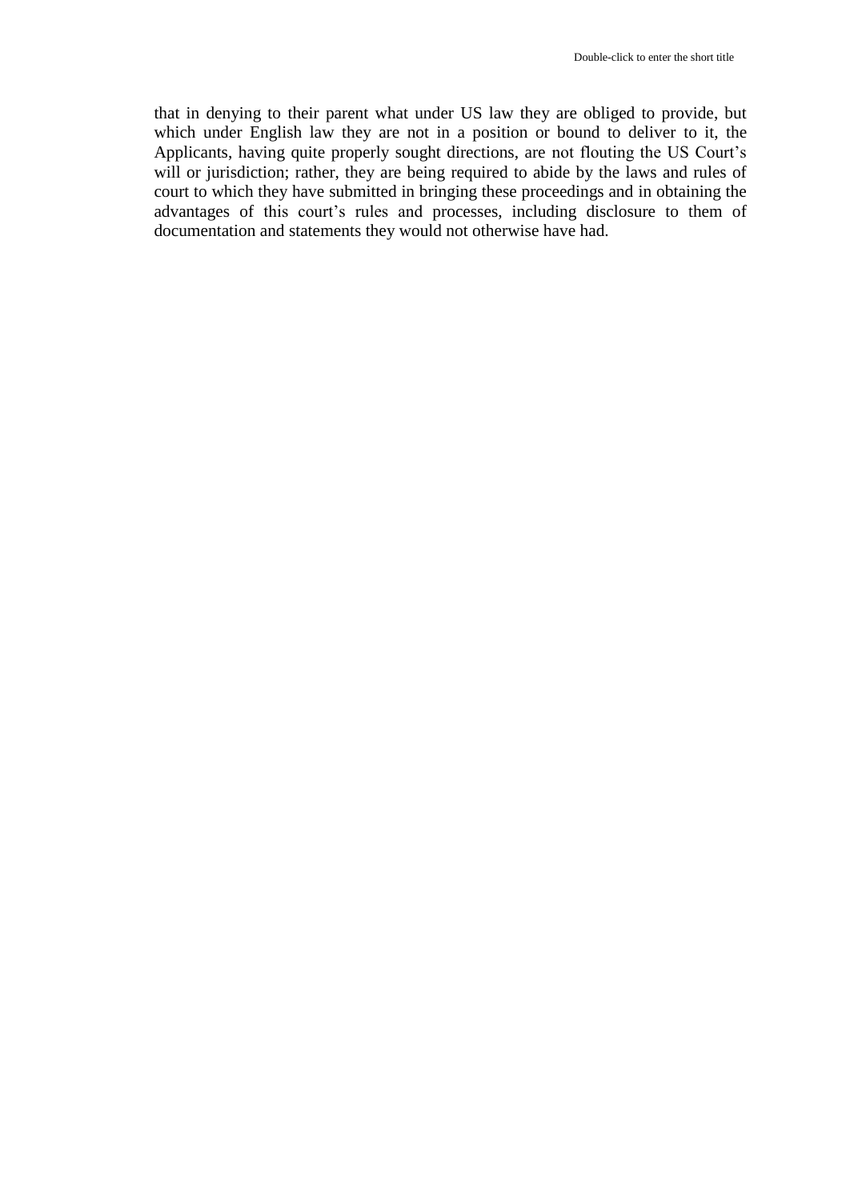that in denying to their parent what under US law they are obliged to provide, but which under English law they are not in a position or bound to deliver to it, the Applicants, having quite properly sought directions, are not flouting the US Court's will or jurisdiction; rather, they are being required to abide by the laws and rules of court to which they have submitted in bringing these proceedings and in obtaining the advantages of this court's rules and processes, including disclosure to them of documentation and statements they would not otherwise have had.